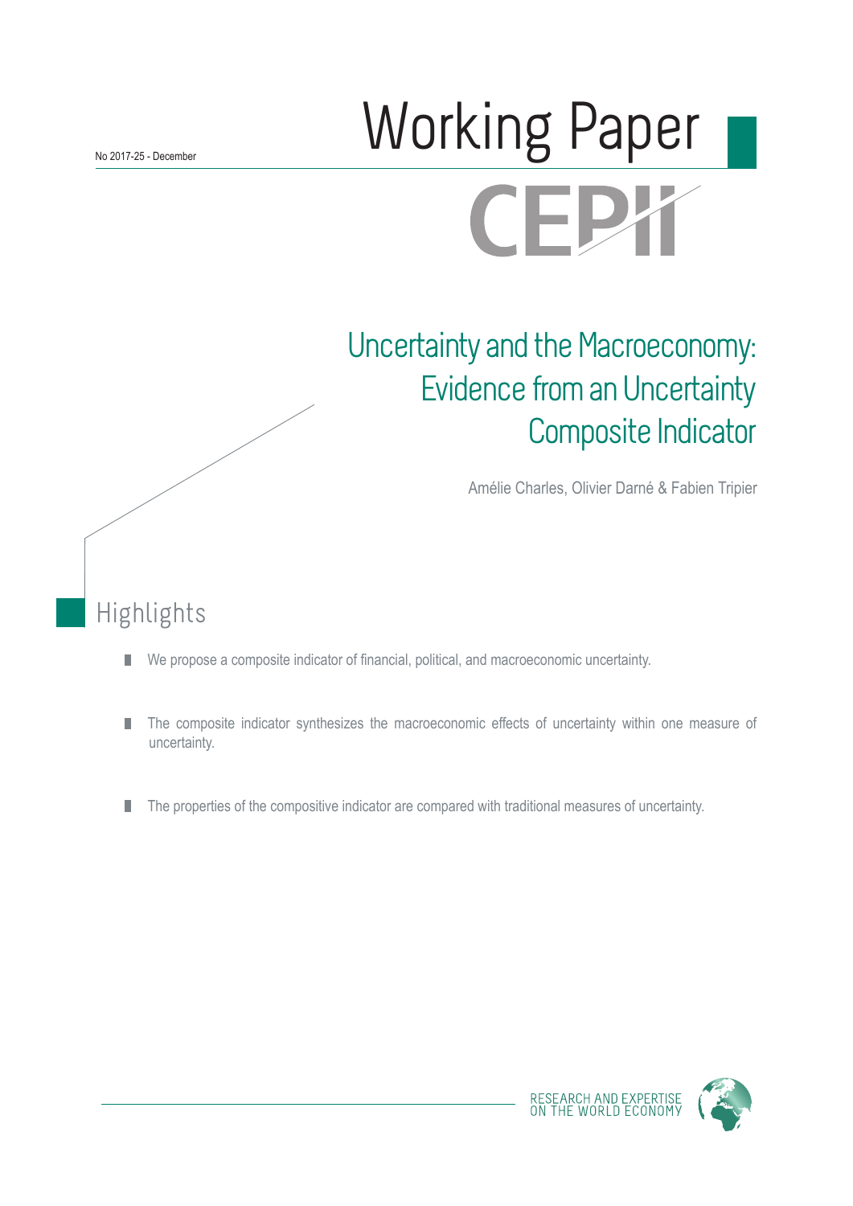No 2017-25 - December

# Working Paper

CEPII

## Uncertainty and the Macroeconomy: Evidence from an Uncertainty Composite Indicator

Amélie Charles, Olivier Darné & Fabien Tripier

## Highlights

- We propose a composite indicator of financial, political, and macroeconomic uncertainty.
- The composite indicator synthesizes the macroeconomic effects of uncertainty within one measure of uncertainty.
- The properties of the compositive indicator are compared with traditional measures of uncertainty.

RESEARCH AND EXPERTISE ON THE WORLD ECONOMY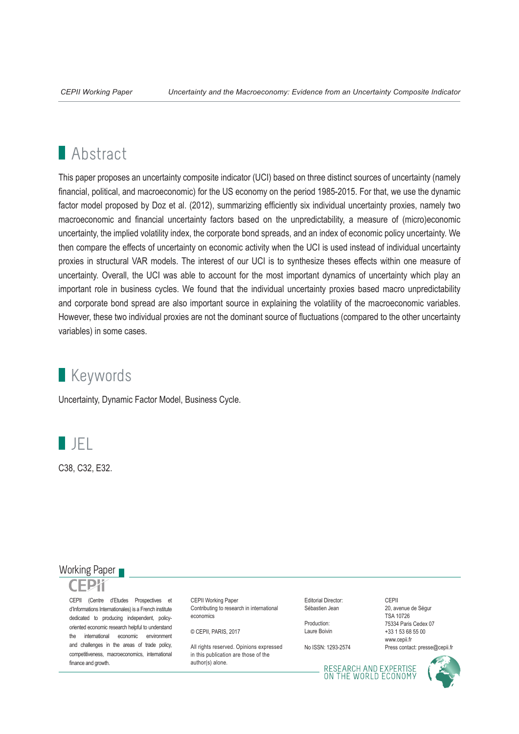## Abstract

This paper proposes an uncertainty composite indicator (UCI) based on three distinct sources of uncertainty (namely financial, political, and macroeconomic) for the US economy on the period 1985-2015. For that, we use the dynamic factor model proposed by Doz et al. (2012), summarizing efficiently six individual uncertainty proxies, namely two macroeconomic and financial uncertainty factors based on the unpredictability, a measure of (micro)economic uncertainty, the implied volatility index, the corporate bond spreads, and an index of economic policy uncertainty. We then compare the effects of uncertainty on economic activity when the UCI is used instead of individual uncertainty proxies in structural VAR models. The interest of our UCI is to synthesize theses effects within one measure of uncertainty. Overall, the UCI was able to account for the most important dynamics of uncertainty which play an important role in business cycles. We found that the individual uncertainty proxies based macro unpredictability and corporate bond spread are also important source in explaining the volatility of the macroeconomic variables. However, these two individual proxies are not the dominant source of fluctuations (compared to the other uncertainty variables) in some cases.

## Keywords

Uncertainty, Dynamic Factor Model, Business Cycle.

## JEL

C38, C32, E32.

Working Paper

CEPII

CEPII (Centre d'Etudes Prospectives et d'Informations Internationales) is a French institute dedicated to producing independent, policy-oriented economic research helpful to understand the international economic environment and challenges in the areas of trade policy, competitiveness, macroeconomics, international finance and growth.

CEPII Working Paper
Contributing to research in international economics

© CEPII, PARIS, 2017

All rights reserved. Opinions expressed in this publication are those of the author(s) alone.

Editorial Director:
Sébastien Jean

Production:
Laure Boivin

No ISSN: 1293-2574

CEPII
20, avenue de Ségur
TSA 10726
75334 Paris Cedex 07
+33 1 53 68 55 00
www.cepii.fr
Press contact: presse@cepii.fr

RESEARCH AND EXPERTISE ON THE WORLD ECONOMY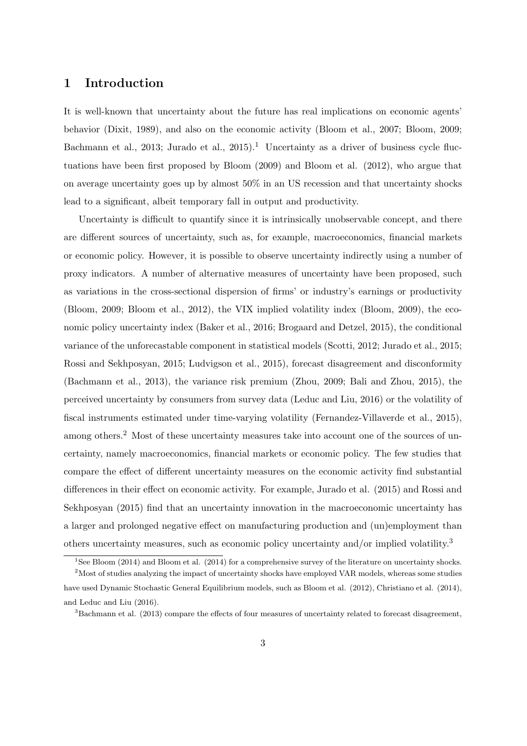# 1 Introduction

It is well-known that uncertainty about the future has real implications on economic agents' behavior (Dixit, 1989), and also on the economic activity (Bloom et al., 2007; Bloom, 2009; Bachmann et al., 2013; Jurado et al., 2015).[1] Uncertainty as a driver of business cycle fluctuations have been first proposed by Bloom (2009) and Bloom et al. (2012), who argue that on average uncertainty goes up by almost 50% in an US recession and that uncertainty shocks lead to a significant, albeit temporary fall in output and productivity.

Uncertainty is difficult to quantify since it is intrinsically unobservable concept, and there are different sources of uncertainty, such as, for example, macroeconomics, financial markets or economic policy. However, it is possible to observe uncertainty indirectly using a number of proxy indicators. A number of alternative measures of uncertainty have been proposed, such as variations in the cross-sectional dispersion of firms' or industry's earnings or productivity (Bloom, 2009; Bloom et al., 2012), the VIX implied volatility index (Bloom, 2009), the economic policy uncertainty index (Baker et al., 2016; Brogaard and Detzel, 2015), the conditional variance of the unforecastable component in statistical models (Scotti, 2012; Jurado et al., 2015; Rossi and Sekhposyan, 2015; Ludvigson et al., 2015), forecast disagreement and disconformity (Bachmann et al., 2013), the variance risk premium (Zhou, 2009; Bali and Zhou, 2015), the perceived uncertainty by consumers from survey data (Leduc and Liu, 2016) or the volatility of fiscal instruments estimated under time-varying volatility (Fernandez-Villaverde et al., 2015), among others.[2] Most of these uncertainty measures take into account one of the sources of uncertainty, namely macroeconomics, financial markets or economic policy. The few studies that compare the effect of different uncertainty measures on the economic activity find substantial differences in their effect on economic activity. For example, Jurado et al. (2015) and Rossi and Sekhposyan (2015) find that an uncertainty innovation in the macroeconomic uncertainty has a larger and prolonged negative effect on manufacturing production and (un)employment than others uncertainty measures, such as economic policy uncertainty and/or implied volatility.[3]

[1] See Bloom (2014) and Bloom et al. (2014) for a comprehensive survey of the literature on uncertainty shocks.

[2] Most of studies analyzing the impact of uncertainty shocks have employed VAR models, whereas some studies have used Dynamic Stochastic General Equilibrium models, such as Bloom et al. (2012), Christiano et al. (2014), and Leduc and Liu (2016).

[3] Bachmann et al. (2013) compare the effects of four measures of uncertainty related to forecast disagreement,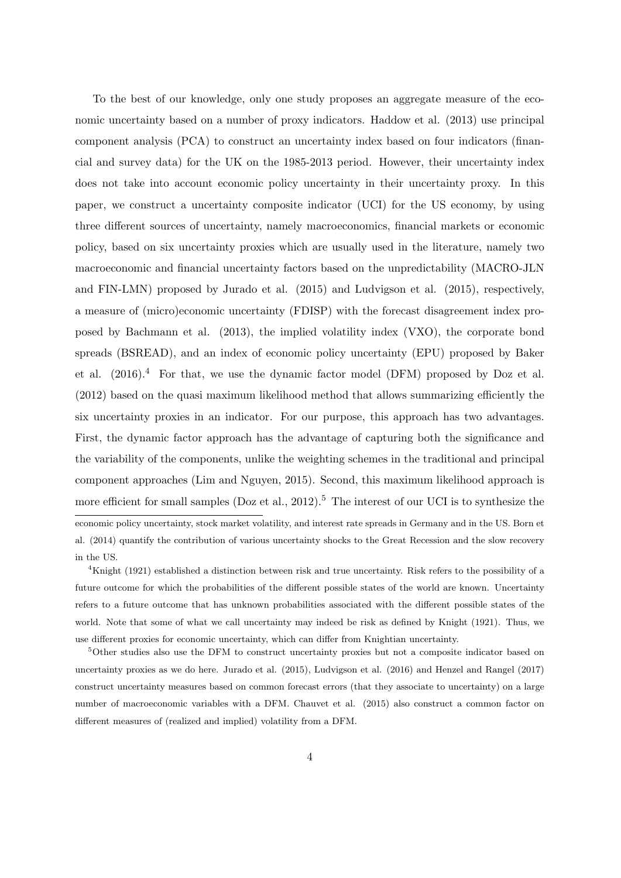To the best of our knowledge, only one study proposes an aggregate measure of the economic uncertainty based on a number of proxy indicators. Haddow et al. (2013) use principal component analysis (PCA) to construct an uncertainty index based on four indicators (financial and survey data) for the UK on the 1985-2013 period. However, their uncertainty index does not take into account economic policy uncertainty in their uncertainty proxy. In this paper, we construct a uncertainty composite indicator (UCI) for the US economy, by using three different sources of uncertainty, namely macroeconomics, financial markets or economic policy, based on six uncertainty proxies which are usually used in the literature, namely two macroeconomic and financial uncertainty factors based on the unpredictability (MACRO-JLN and FIN-LMN) proposed by Jurado et al. (2015) and Ludvigson et al. (2015), respectively, a measure of (micro)economic uncertainty (FDISP) with the forecast disagreement index proposed by Bachmann et al. (2013), the implied volatility index (VXO), the corporate bond spreads (BSREAD), and an index of economic policy uncertainty (EPU) proposed by Baker et al. (2016).[4] For that, we use the dynamic factor model (DFM) proposed by Doz et al. (2012) based on the quasi maximum likelihood method that allows summarizing efficiently the six uncertainty proxies in an indicator. For our purpose, this approach has two advantages. First, the dynamic factor approach has the advantage of capturing both the significance and the variability of the components, unlike the weighting schemes in the traditional and principal component approaches (Lim and Nguyen, 2015). Second, this maximum likelihood approach is more efficient for small samples (Doz et al., 2012).[5] The interest of our UCI is to synthesize the

economic policy uncertainty, stock market volatility, and interest rate spreads in Germany and in the US. Born et al. (2014) quantify the contribution of various uncertainty shocks to the Great Recession and the slow recovery in the US.

[4]Knight (1921) established a distinction between risk and true uncertainty. Risk refers to the possibility of a future outcome for which the probabilities of the different possible states of the world are known. Uncertainty refers to a future outcome that has unknown probabilities associated with the different possible states of the world. Note that some of what we call uncertainty may indeed be risk as defined by Knight (1921). Thus, we use different proxies for economic uncertainty, which can differ from Knightian uncertainty.

[5]Other studies also use the DFM to construct uncertainty proxies but not a composite indicator based on uncertainty proxies as we do here. Jurado et al. (2015), Ludvigson et al. (2016) and Henzel and Rangel (2017) construct uncertainty measures based on common forecast errors (that they associate to uncertainty) on a large number of macroeconomic variables with a DFM. Chauvet et al. (2015) also construct a common factor on different measures of (realized and implied) volatility from a DFM.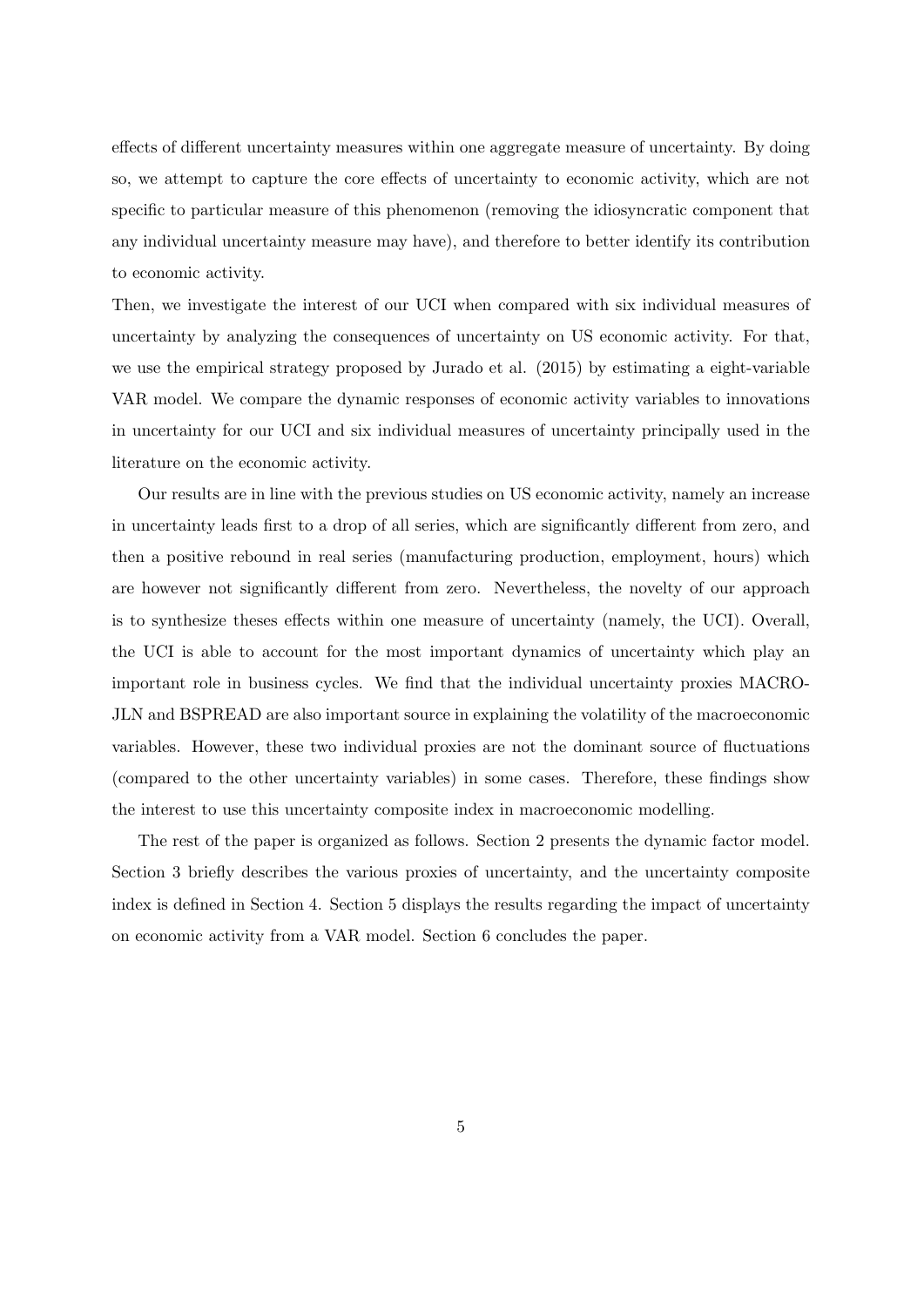effects of different uncertainty measures within one aggregate measure of uncertainty. By doing so, we attempt to capture the core effects of uncertainty to economic activity, which are not specific to particular measure of this phenomenon (removing the idiosyncratic component that any individual uncertainty measure may have), and therefore to better identify its contribution to economic activity.

Then, we investigate the interest of our UCI when compared with six individual measures of uncertainty by analyzing the consequences of uncertainty on US economic activity. For that, we use the empirical strategy proposed by Jurado et al. (2015) by estimating a eight-variable VAR model. We compare the dynamic responses of economic activity variables to innovations in uncertainty for our UCI and six individual measures of uncertainty principally used in the literature on the economic activity.

Our results are in line with the previous studies on US economic activity, namely an increase in uncertainty leads first to a drop of all series, which are significantly different from zero, and then a positive rebound in real series (manufacturing production, employment, hours) which are however not significantly different from zero. Nevertheless, the novelty of our approach is to synthesize theses effects within one measure of uncertainty (namely, the UCI). Overall, the UCI is able to account for the most important dynamics of uncertainty which play an important role in business cycles. We find that the individual uncertainty proxies MACRO-JLN and BSPREAD are also important source in explaining the volatility of the macroeconomic variables. However, these two individual proxies are not the dominant source of fluctuations (compared to the other uncertainty variables) in some cases. Therefore, these findings show the interest to use this uncertainty composite index in macroeconomic modelling.

The rest of the paper is organized as follows. Section 2 presents the dynamic factor model. Section 3 briefly describes the various proxies of uncertainty, and the uncertainty composite index is defined in Section 4. Section 5 displays the results regarding the impact of uncertainty on economic activity from a VAR model. Section 6 concludes the paper.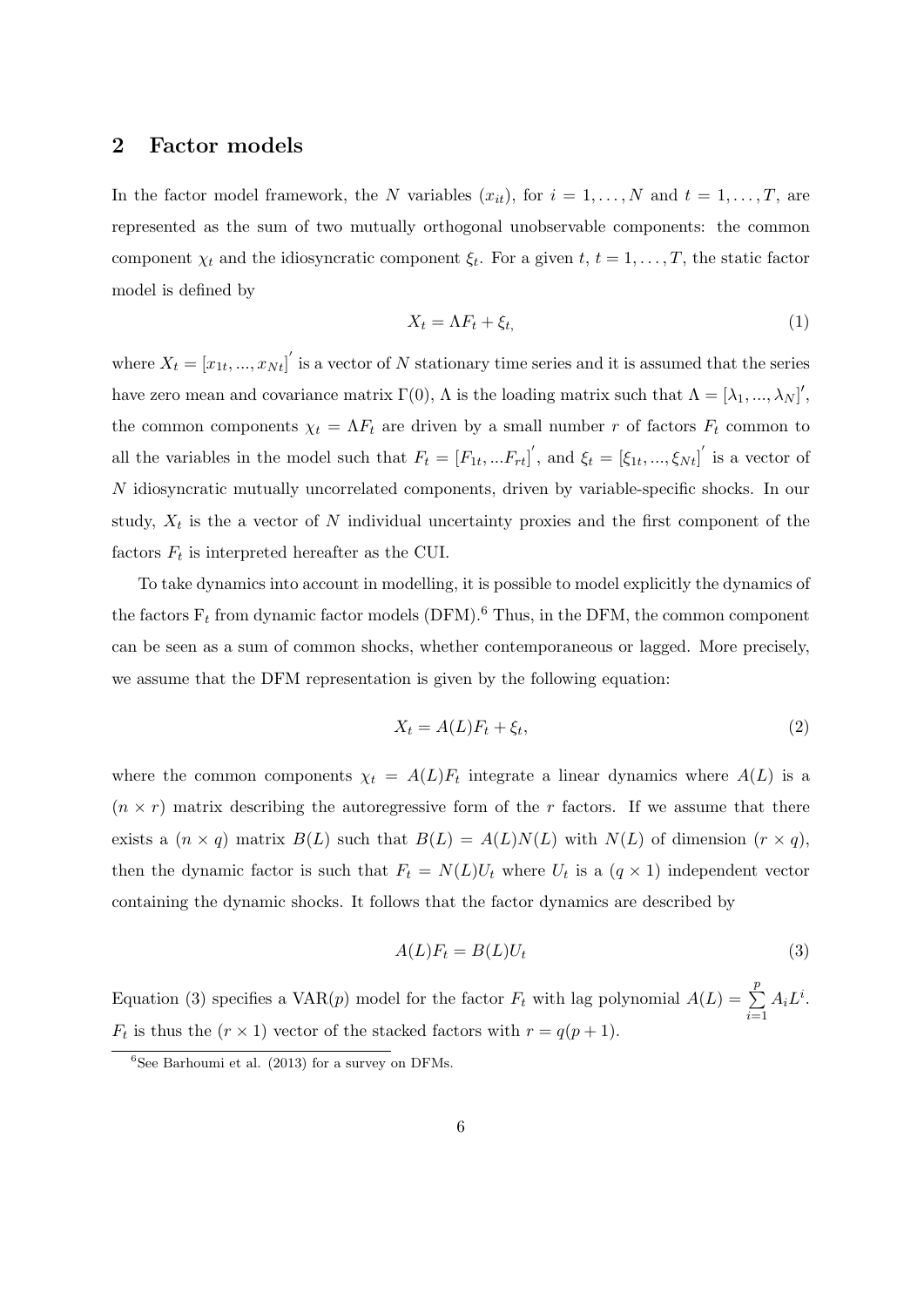## 2 Factor models

In the factor model framework, the $N$ variables $(x_{it})$, for $i = 1, \ldots, N$ and $t = 1, \ldots, T$, are represented as the sum of two mutually orthogonal unobservable components: the common component $\chi_t$ and the idiosyncratic component $\xi_t$. For a given $t$, $t = 1, \ldots, T$, the static factor model is defined by

$$X_t = \Lambda F_t + \xi_t, \tag{1}$$

where $X_t = [x_{1t}, ..., x_{Nt}]^{'}$ is a vector of $N$ stationary time series and it is assumed that the series have zero mean and covariance matrix $\Gamma(0)$, $\Lambda$ is the loading matrix such that $\Lambda = [\lambda_1, ..., \lambda_N]'$, the common components $\chi_t = \Lambda F_t$ are driven by a small number $r$ of factors $F_t$ common to all the variables in the model such that $F_t = [F_{1t}, ...F_{rt}]^{'}$, and $\xi_t = [\xi_{1t}, ..., \xi_{Nt}]^{'}$ is a vector of $N$ idiosyncratic mutually uncorrelated components, driven by variable-specific shocks. In our study, $X_t$ is the a vector of $N$ individual uncertainty proxies and the first component of the factors $F_t$ is interpreted hereafter as the CUI.

To take dynamics into account in modelling, it is possible to model explicitly the dynamics of the factors $\mathrm{F}_t$ from dynamic factor models (DFM).[6] Thus, in the DFM, the common component can be seen as a sum of common shocks, whether contemporaneous or lagged. More precisely, we assume that the DFM representation is given by the following equation:

$$X_t = A(L)F_t + \xi_t, \tag{2}$$

where the common components $\chi_t = A(L)F_t$ integrate a linear dynamics where $A(L)$ is a $(n \times r)$ matrix describing the autoregressive form of the $r$ factors. If we assume that there exists a $(n \times q)$ matrix $B(L)$ such that $B(L) = A(L)N(L)$ with $N(L)$ of dimension $(r \times q)$, then the dynamic factor is such that $F_t = N(L)U_t$ where $U_t$ is a $(q \times 1)$ independent vector containing the dynamic shocks. It follows that the factor dynamics are described by

$$A(L)F_t = B(L)U_t \tag{3}$$

Equation (3) specifies a VAR($p$) model for the factor $F_t$ with lag polynomial $A(L) = \sum_{i=1}^{p} A_i L^i$. $F_t$ is thus the $(r \times 1)$ vector of the stacked factors with $r = q(p+1)$.

[6] See Barhoumi et al. (2013) for a survey on DFMs.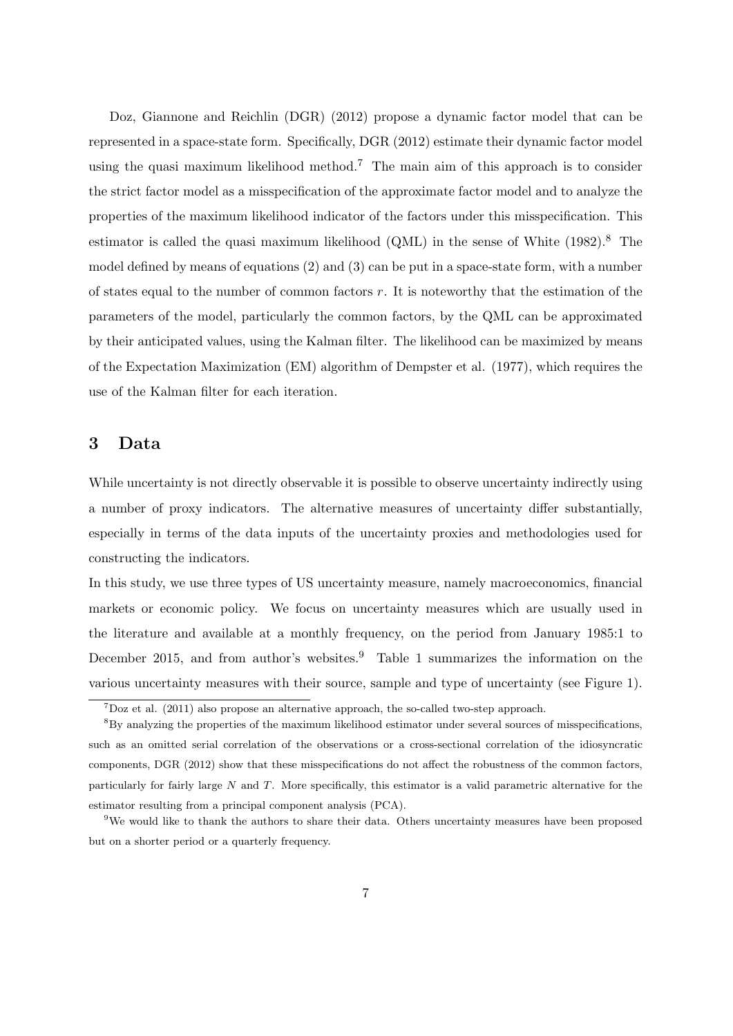Doz, Giannone and Reichlin (DGR) (2012) propose a dynamic factor model that can be represented in a space-state form. Specifically, DGR (2012) estimate their dynamic factor model using the quasi maximum likelihood method.[7] The main aim of this approach is to consider the strict factor model as a misspecification of the approximate factor model and to analyze the properties of the maximum likelihood indicator of the factors under this misspecification. This estimator is called the quasi maximum likelihood (QML) in the sense of White (1982).[8] The model defined by means of equations (2) and (3) can be put in a space-state form, with a number of states equal to the number of common factors $r$. It is noteworthy that the estimation of the parameters of the model, particularly the common factors, by the QML can be approximated by their anticipated values, using the Kalman filter. The likelihood can be maximized by means of the Expectation Maximization (EM) algorithm of Dempster et al. (1977), which requires the use of the Kalman filter for each iteration.

# 3 Data

While uncertainty is not directly observable it is possible to observe uncertainty indirectly using a number of proxy indicators. The alternative measures of uncertainty differ substantially, especially in terms of the data inputs of the uncertainty proxies and methodologies used for constructing the indicators.

In this study, we use three types of US uncertainty measure, namely macroeconomics, financial markets or economic policy. We focus on uncertainty measures which are usually used in the literature and available at a monthly frequency, on the period from January 1985:1 to December 2015, and from author's websites.[9] Table 1 summarizes the information on the various uncertainty measures with their source, sample and type of uncertainty (see Figure 1).

[7] Doz et al. (2011) also propose an alternative approach, the so-called two-step approach.

[8] By analyzing the properties of the maximum likelihood estimator under several sources of misspecifications, such as an omitted serial correlation of the observations or a cross-sectional correlation of the idiosyncratic components, DGR (2012) show that these misspecifications do not affect the robustness of the common factors, particularly for fairly large $N$ and $T$. More specifically, this estimator is a valid parametric alternative for the estimator resulting from a principal component analysis (PCA).

[9] We would like to thank the authors to share their data. Others uncertainty measures have been proposed but on a shorter period or a quarterly frequency.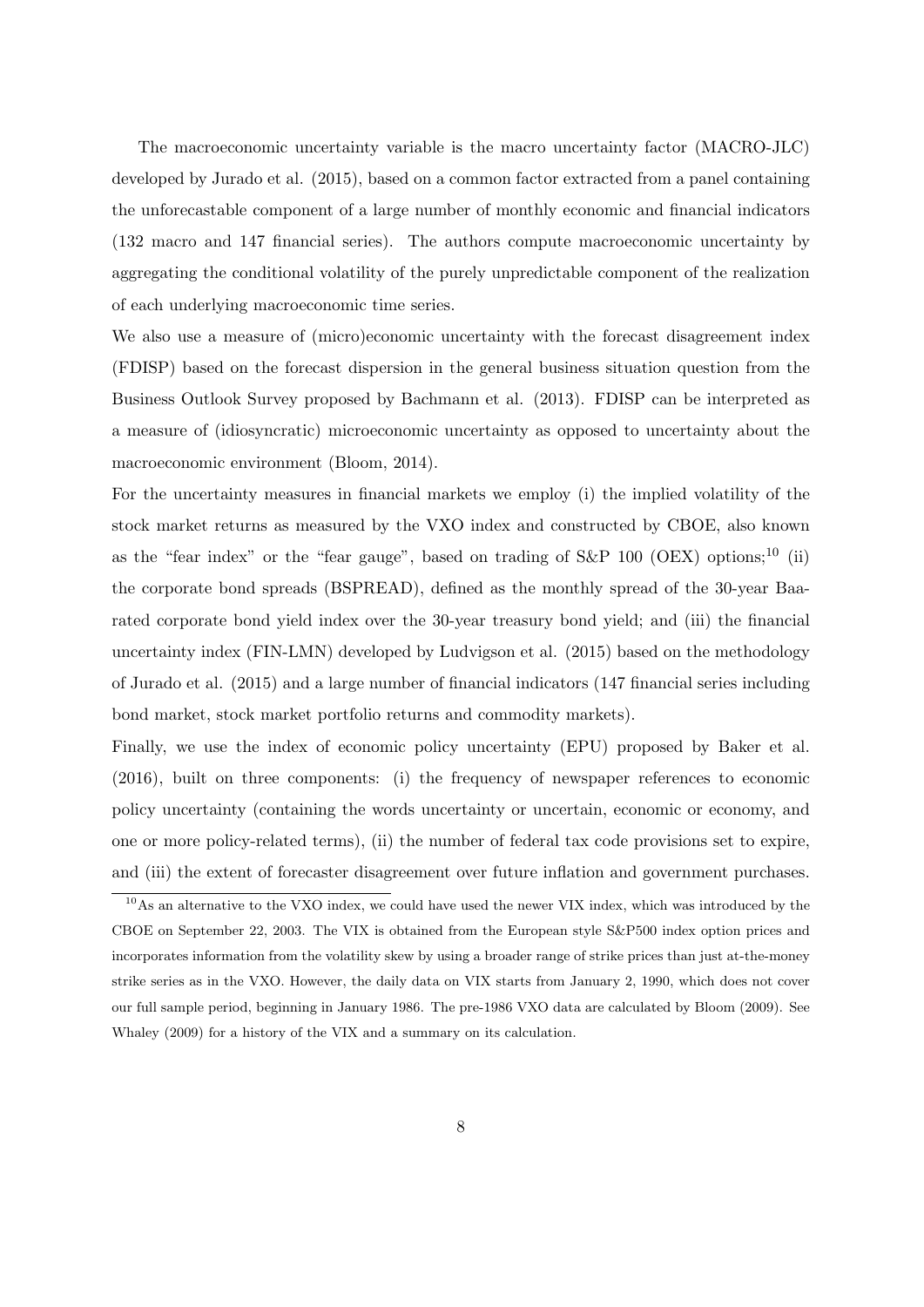The macroeconomic uncertainty variable is the macro uncertainty factor (MACRO-JLC) developed by Jurado et al. (2015), based on a common factor extracted from a panel containing the unforecastable component of a large number of monthly economic and financial indicators (132 macro and 147 financial series). The authors compute macroeconomic uncertainty by aggregating the conditional volatility of the purely unpredictable component of the realization of each underlying macroeconomic time series.

We also use a measure of (micro)economic uncertainty with the forecast disagreement index (FDISP) based on the forecast dispersion in the general business situation question from the Business Outlook Survey proposed by Bachmann et al. (2013). FDISP can be interpreted as a measure of (idiosyncratic) microeconomic uncertainty as opposed to uncertainty about the macroeconomic environment (Bloom, 2014).

For the uncertainty measures in financial markets we employ (i) the implied volatility of the stock market returns as measured by the VXO index and constructed by CBOE, also known as the "fear index" or the "fear gauge", based on trading of S&P 100 (OEX) options;[10] (ii) the corporate bond spreads (BSPREAD), defined as the monthly spread of the 30-year Baa-rated corporate bond yield index over the 30-year treasury bond yield; and (iii) the financial uncertainty index (FIN-LMN) developed by Ludvigson et al. (2015) based on the methodology of Jurado et al. (2015) and a large number of financial indicators (147 financial series including bond market, stock market portfolio returns and commodity markets).

Finally, we use the index of economic policy uncertainty (EPU) proposed by Baker et al. (2016), built on three components: (i) the frequency of newspaper references to economic policy uncertainty (containing the words uncertainty or uncertain, economic or economy, and one or more policy-related terms), (ii) the number of federal tax code provisions set to expire, and (iii) the extent of forecaster disagreement over future inflation and government purchases.

[10] As an alternative to the VXO index, we could have used the newer VIX index, which was introduced by the CBOE on September 22, 2003. The VIX is obtained from the European style S&P500 index option prices and incorporates information from the volatility skew by using a broader range of strike prices than just at-the-money strike series as in the VXO. However, the daily data on VIX starts from January 2, 1990, which does not cover our full sample period, beginning in January 1986. The pre-1986 VXO data are calculated by Bloom (2009). See Whaley (2009) for a history of the VIX and a summary on its calculation.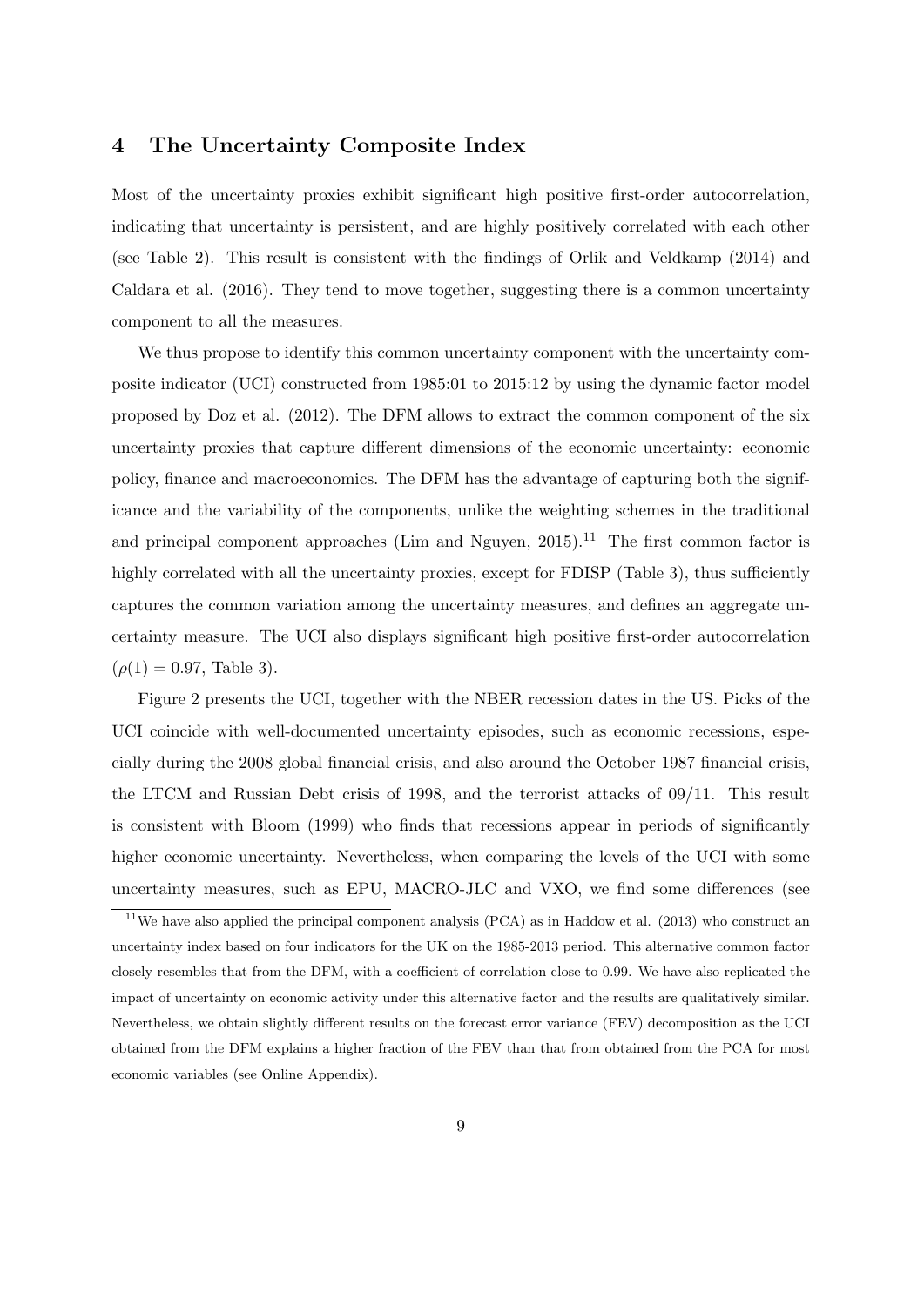## 4 The Uncertainty Composite Index

Most of the uncertainty proxies exhibit significant high positive first-order autocorrelation, indicating that uncertainty is persistent, and are highly positively correlated with each other (see Table 2). This result is consistent with the findings of Orlik and Veldkamp (2014) and Caldara et al. (2016). They tend to move together, suggesting there is a common uncertainty component to all the measures.

We thus propose to identify this common uncertainty component with the uncertainty composite indicator (UCI) constructed from 1985:01 to 2015:12 by using the dynamic factor model proposed by Doz et al. (2012). The DFM allows to extract the common component of the six uncertainty proxies that capture different dimensions of the economic uncertainty: economic policy, finance and macroeconomics. The DFM has the advantage of capturing both the significance and the variability of the components, unlike the weighting schemes in the traditional and principal component approaches (Lim and Nguyen, 2015).[11] The first common factor is highly correlated with all the uncertainty proxies, except for FDISP (Table 3), thus sufficiently captures the common variation among the uncertainty measures, and defines an aggregate uncertainty measure. The UCI also displays significant high positive first-order autocorrelation ($\rho(1) = 0.97$, Table 3).

Figure 2 presents the UCI, together with the NBER recession dates in the US. Picks of the UCI coincide with well-documented uncertainty episodes, such as economic recessions, especially during the 2008 global financial crisis, and also around the October 1987 financial crisis, the LTCM and Russian Debt crisis of 1998, and the terrorist attacks of 09/11. This result is consistent with Bloom (1999) who finds that recessions appear in periods of significantly higher economic uncertainty. Nevertheless, when comparing the levels of the UCI with some uncertainty measures, such as EPU, MACRO-JLC and VXO, we find some differences (see

[11] We have also applied the principal component analysis (PCA) as in Haddow et al. (2013) who construct an uncertainty index based on four indicators for the UK on the 1985-2013 period. This alternative common factor closely resembles that from the DFM, with a coefficient of correlation close to 0.99. We have also replicated the impact of uncertainty on economic activity under this alternative factor and the results are qualitatively similar. Nevertheless, we obtain slightly different results on the forecast error variance (FEV) decomposition as the UCI obtained from the DFM explains a higher fraction of the FEV than that from obtained from the PCA for most economic variables (see Online Appendix).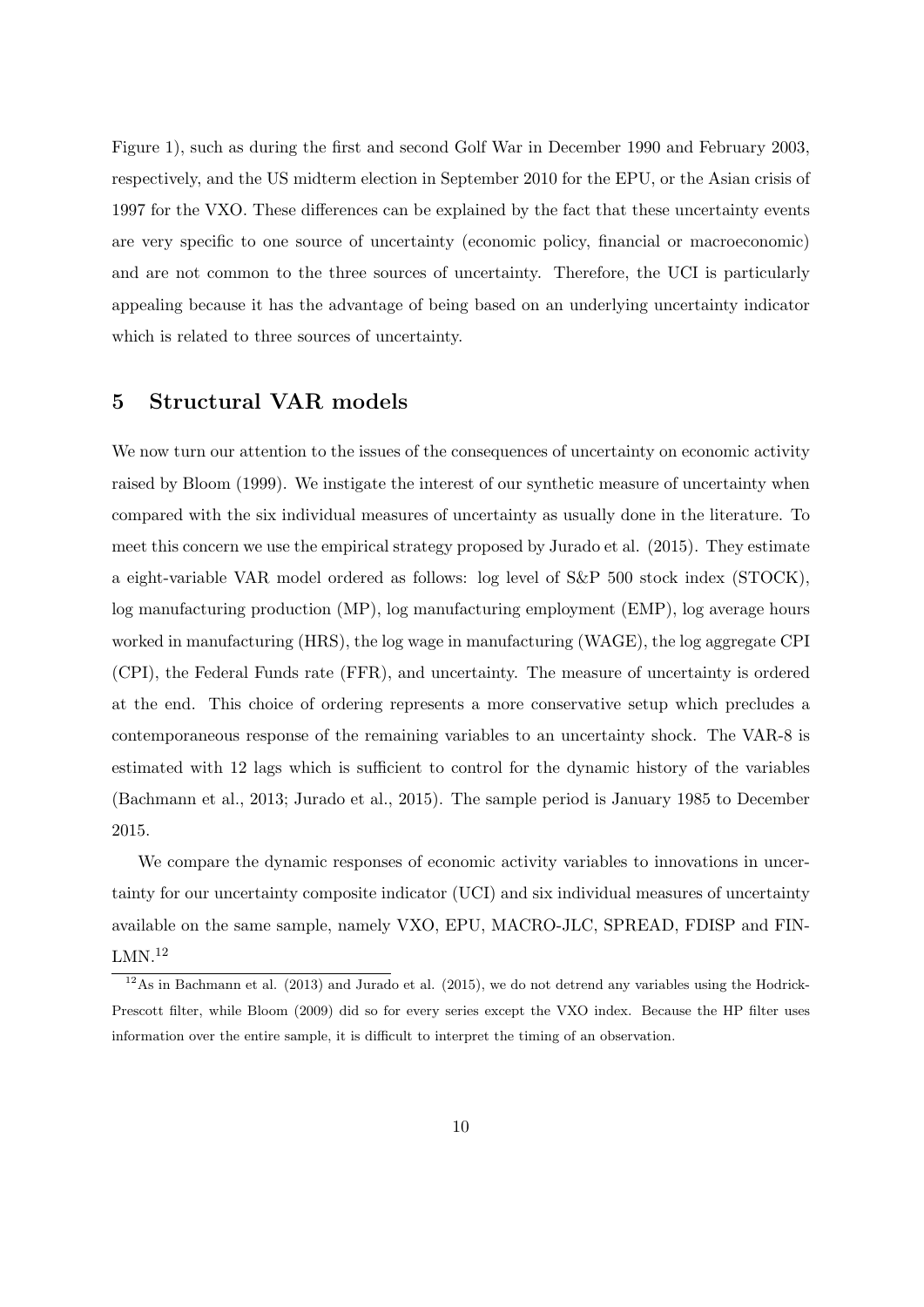Figure 1), such as during the first and second Golf War in December 1990 and February 2003, respectively, and the US midterm election in September 2010 for the EPU, or the Asian crisis of 1997 for the VXO. These differences can be explained by the fact that these uncertainty events are very specific to one source of uncertainty (economic policy, financial or macroeconomic) and are not common to the three sources of uncertainty. Therefore, the UCI is particularly appealing because it has the advantage of being based on an underlying uncertainty indicator which is related to three sources of uncertainty.

## 5 Structural VAR models

We now turn our attention to the issues of the consequences of uncertainty on economic activity raised by Bloom (1999). We instigate the interest of our synthetic measure of uncertainty when compared with the six individual measures of uncertainty as usually done in the literature. To meet this concern we use the empirical strategy proposed by Jurado et al. (2015). They estimate a eight-variable VAR model ordered as follows: log level of S&P 500 stock index (STOCK), log manufacturing production (MP), log manufacturing employment (EMP), log average hours worked in manufacturing (HRS), the log wage in manufacturing (WAGE), the log aggregate CPI (CPI), the Federal Funds rate (FFR), and uncertainty. The measure of uncertainty is ordered at the end. This choice of ordering represents a more conservative setup which precludes a contemporaneous response of the remaining variables to an uncertainty shock. The VAR-8 is estimated with 12 lags which is sufficient to control for the dynamic history of the variables (Bachmann et al., 2013; Jurado et al., 2015). The sample period is January 1985 to December 2015.

We compare the dynamic responses of economic activity variables to innovations in uncertainty for our uncertainty composite indicator (UCI) and six individual measures of uncertainty available on the same sample, namely VXO, EPU, MACRO-JLC, SPREAD, FDISP and FIN-LMN.[12]

[12] As in Bachmann et al. (2013) and Jurado et al. (2015), we do not detrend any variables using the Hodrick-Prescott filter, while Bloom (2009) did so for every series except the VXO index. Because the HP filter uses information over the entire sample, it is difficult to interpret the timing of an observation.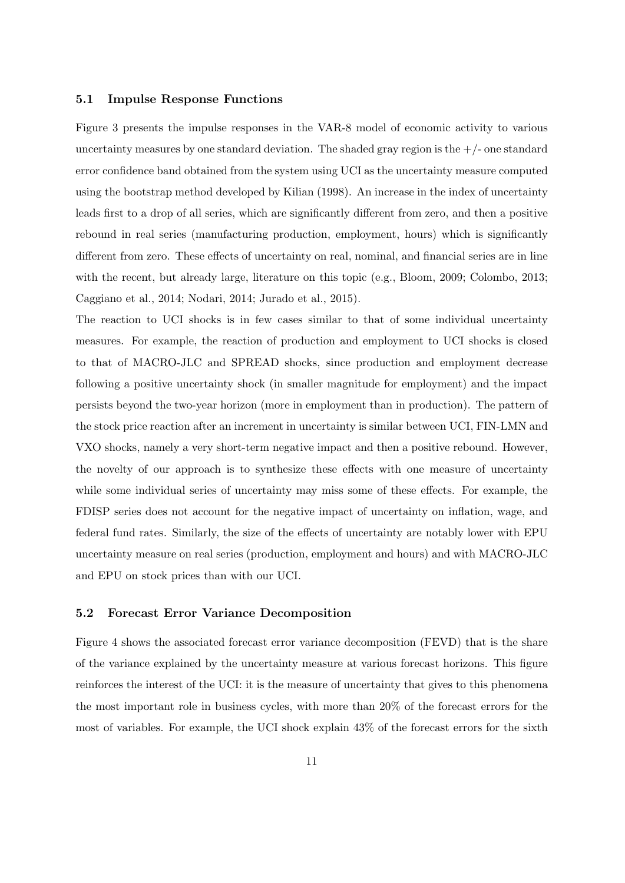### 5.1 Impulse Response Functions

Figure 3 presents the impulse responses in the VAR-8 model of economic activity to various uncertainty measures by one standard deviation. The shaded gray region is the +/- one standard error confidence band obtained from the system using UCI as the uncertainty measure computed using the bootstrap method developed by Kilian (1998). An increase in the index of uncertainty leads first to a drop of all series, which are significantly different from zero, and then a positive rebound in real series (manufacturing production, employment, hours) which is significantly different from zero. These effects of uncertainty on real, nominal, and financial series are in line with the recent, but already large, literature on this topic (e.g., Bloom, 2009; Colombo, 2013; Caggiano et al., 2014; Nodari, 2014; Jurado et al., 2015).

The reaction to UCI shocks is in few cases similar to that of some individual uncertainty measures. For example, the reaction of production and employment to UCI shocks is closed to that of MACRO-JLC and SPREAD shocks, since production and employment decrease following a positive uncertainty shock (in smaller magnitude for employment) and the impact persists beyond the two-year horizon (more in employment than in production). The pattern of the stock price reaction after an increment in uncertainty is similar between UCI, FIN-LMN and VXO shocks, namely a very short-term negative impact and then a positive rebound. However, the novelty of our approach is to synthesize these effects with one measure of uncertainty while some individual series of uncertainty may miss some of these effects. For example, the FDISP series does not account for the negative impact of uncertainty on inflation, wage, and federal fund rates. Similarly, the size of the effects of uncertainty are notably lower with EPU uncertainty measure on real series (production, employment and hours) and with MACRO-JLC and EPU on stock prices than with our UCI.

### 5.2 Forecast Error Variance Decomposition

Figure 4 shows the associated forecast error variance decomposition (FEVD) that is the share of the variance explained by the uncertainty measure at various forecast horizons. This figure reinforces the interest of the UCI: it is the measure of uncertainty that gives to this phenomena the most important role in business cycles, with more than 20% of the forecast errors for the most of variables. For example, the UCI shock explain 43% of the forecast errors for the sixth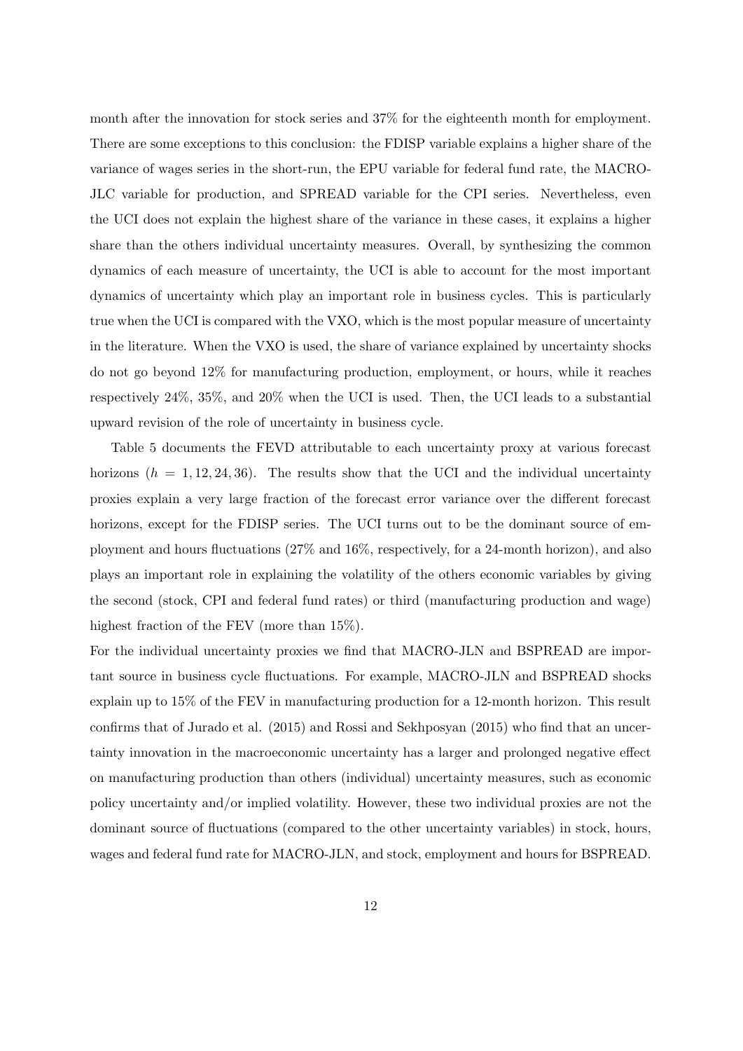month after the innovation for stock series and 37% for the eighteenth month for employment. There are some exceptions to this conclusion: the FDISP variable explains a higher share of the variance of wages series in the short-run, the EPU variable for federal fund rate, the MACRO-JLC variable for production, and SPREAD variable for the CPI series. Nevertheless, even the UCI does not explain the highest share of the variance in these cases, it explains a higher share than the others individual uncertainty measures. Overall, by synthesizing the common dynamics of each measure of uncertainty, the UCI is able to account for the most important dynamics of uncertainty which play an important role in business cycles. This is particularly true when the UCI is compared with the VXO, which is the most popular measure of uncertainty in the literature. When the VXO is used, the share of variance explained by uncertainty shocks do not go beyond 12% for manufacturing production, employment, or hours, while it reaches respectively 24%, 35%, and 20% when the UCI is used. Then, the UCI leads to a substantial upward revision of the role of uncertainty in business cycle.

Table 5 documents the FEVD attributable to each uncertainty proxy at various forecast horizons ($h = 1, 12, 24, 36$). The results show that the UCI and the individual uncertainty proxies explain a very large fraction of the forecast error variance over the different forecast horizons, except for the FDISP series. The UCI turns out to be the dominant source of employment and hours fluctuations (27% and 16%, respectively, for a 24-month horizon), and also plays an important role in explaining the volatility of the others economic variables by giving the second (stock, CPI and federal fund rates) or third (manufacturing production and wage) highest fraction of the FEV (more than 15%).

For the individual uncertainty proxies we find that MACRO-JLN and BSPREAD are important source in business cycle fluctuations. For example, MACRO-JLN and BSPREAD shocks explain up to 15% of the FEV in manufacturing production for a 12-month horizon. This result confirms that of Jurado et al. (2015) and Rossi and Sekhposyan (2015) who find that an uncertainty innovation in the macroeconomic uncertainty has a larger and prolonged negative effect on manufacturing production than others (individual) uncertainty measures, such as economic policy uncertainty and/or implied volatility. However, these two individual proxies are not the dominant source of fluctuations (compared to the other uncertainty variables) in stock, hours, wages and federal fund rate for MACRO-JLN, and stock, employment and hours for BSPREAD.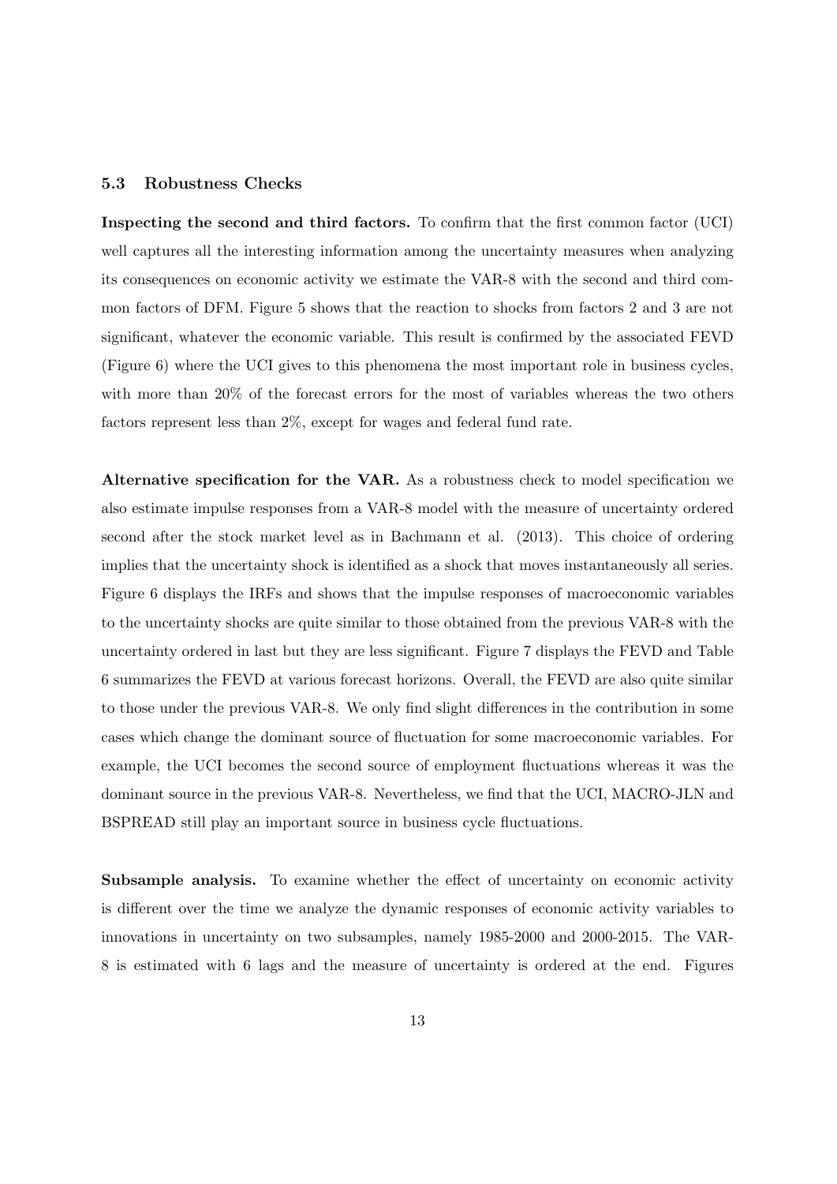### 5.3 Robustness Checks

**Inspecting the second and third factors.** To confirm that the first common factor (UCI) well captures all the interesting information among the uncertainty measures when analyzing its consequences on economic activity we estimate the VAR-8 with the second and third common factors of DFM. Figure 5 shows that the reaction to shocks from factors 2 and 3 are not significant, whatever the economic variable. This result is confirmed by the associated FEVD (Figure 6) where the UCI gives to this phenomena the most important role in business cycles, with more than 20% of the forecast errors for the most of variables whereas the two others factors represent less than 2%, except for wages and federal fund rate.

**Alternative specification for the VAR.** As a robustness check to model specification we also estimate impulse responses from a VAR-8 model with the measure of uncertainty ordered second after the stock market level as in Bachmann et al. (2013). This choice of ordering implies that the uncertainty shock is identified as a shock that moves instantaneously all series. Figure 6 displays the IRFs and shows that the impulse responses of macroeconomic variables to the uncertainty shocks are quite similar to those obtained from the previous VAR-8 with the uncertainty ordered in last but they are less significant. Figure 7 displays the FEVD and Table 6 summarizes the FEVD at various forecast horizons. Overall, the FEVD are also quite similar to those under the previous VAR-8. We only find slight differences in the contribution in some cases which change the dominant source of fluctuation for some macroeconomic variables. For example, the UCI becomes the second source of employment fluctuations whereas it was the dominant source in the previous VAR-8. Nevertheless, we find that the UCI, MACRO-JLN and BSPREAD still play an important source in business cycle fluctuations.

**Subsample analysis.** To examine whether the effect of uncertainty on economic activity is different over the time we analyze the dynamic responses of economic activity variables to innovations in uncertainty on two subsamples, namely 1985-2000 and 2000-2015. The VAR-8 is estimated with 6 lags and the measure of uncertainty is ordered at the end. Figures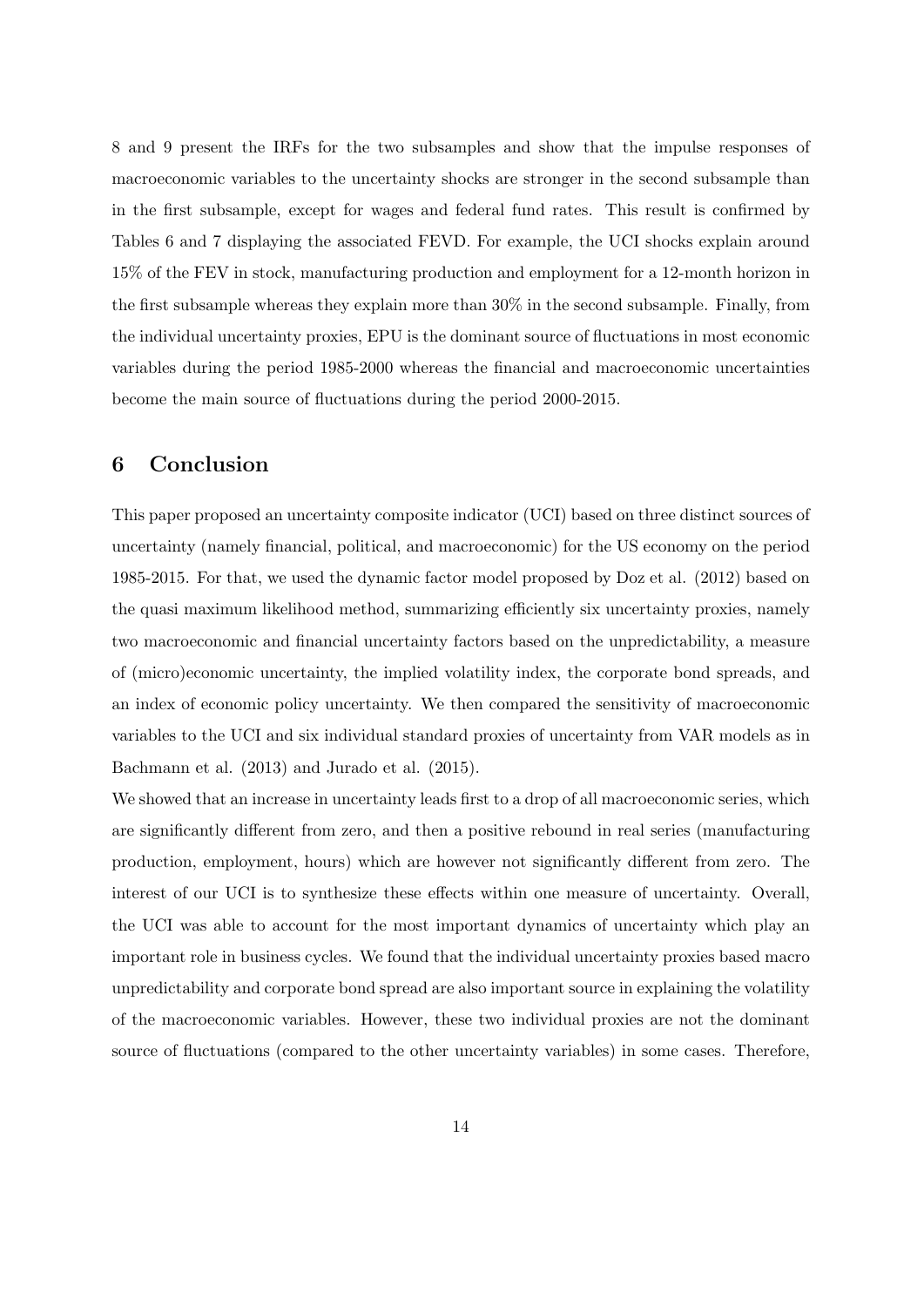8 and 9 present the IRFs for the two subsamples and show that the impulse responses of macroeconomic variables to the uncertainty shocks are stronger in the second subsample than in the first subsample, except for wages and federal fund rates. This result is confirmed by Tables 6 and 7 displaying the associated FEVD. For example, the UCI shocks explain around 15% of the FEV in stock, manufacturing production and employment for a 12-month horizon in the first subsample whereas they explain more than 30% in the second subsample. Finally, from the individual uncertainty proxies, EPU is the dominant source of fluctuations in most economic variables during the period 1985-2000 whereas the financial and macroeconomic uncertainties become the main source of fluctuations during the period 2000-2015.

# 6 Conclusion

This paper proposed an uncertainty composite indicator (UCI) based on three distinct sources of uncertainty (namely financial, political, and macroeconomic) for the US economy on the period 1985-2015. For that, we used the dynamic factor model proposed by Doz et al. (2012) based on the quasi maximum likelihood method, summarizing efficiently six uncertainty proxies, namely two macroeconomic and financial uncertainty factors based on the unpredictability, a measure of (micro)economic uncertainty, the implied volatility index, the corporate bond spreads, and an index of economic policy uncertainty. We then compared the sensitivity of macroeconomic variables to the UCI and six individual standard proxies of uncertainty from VAR models as in Bachmann et al. (2013) and Jurado et al. (2015).

We showed that an increase in uncertainty leads first to a drop of all macroeconomic series, which are significantly different from zero, and then a positive rebound in real series (manufacturing production, employment, hours) which are however not significantly different from zero. The interest of our UCI is to synthesize these effects within one measure of uncertainty. Overall, the UCI was able to account for the most important dynamics of uncertainty which play an important role in business cycles. We found that the individual uncertainty proxies based macro unpredictability and corporate bond spread are also important source in explaining the volatility of the macroeconomic variables. However, these two individual proxies are not the dominant source of fluctuations (compared to the other uncertainty variables) in some cases. Therefore,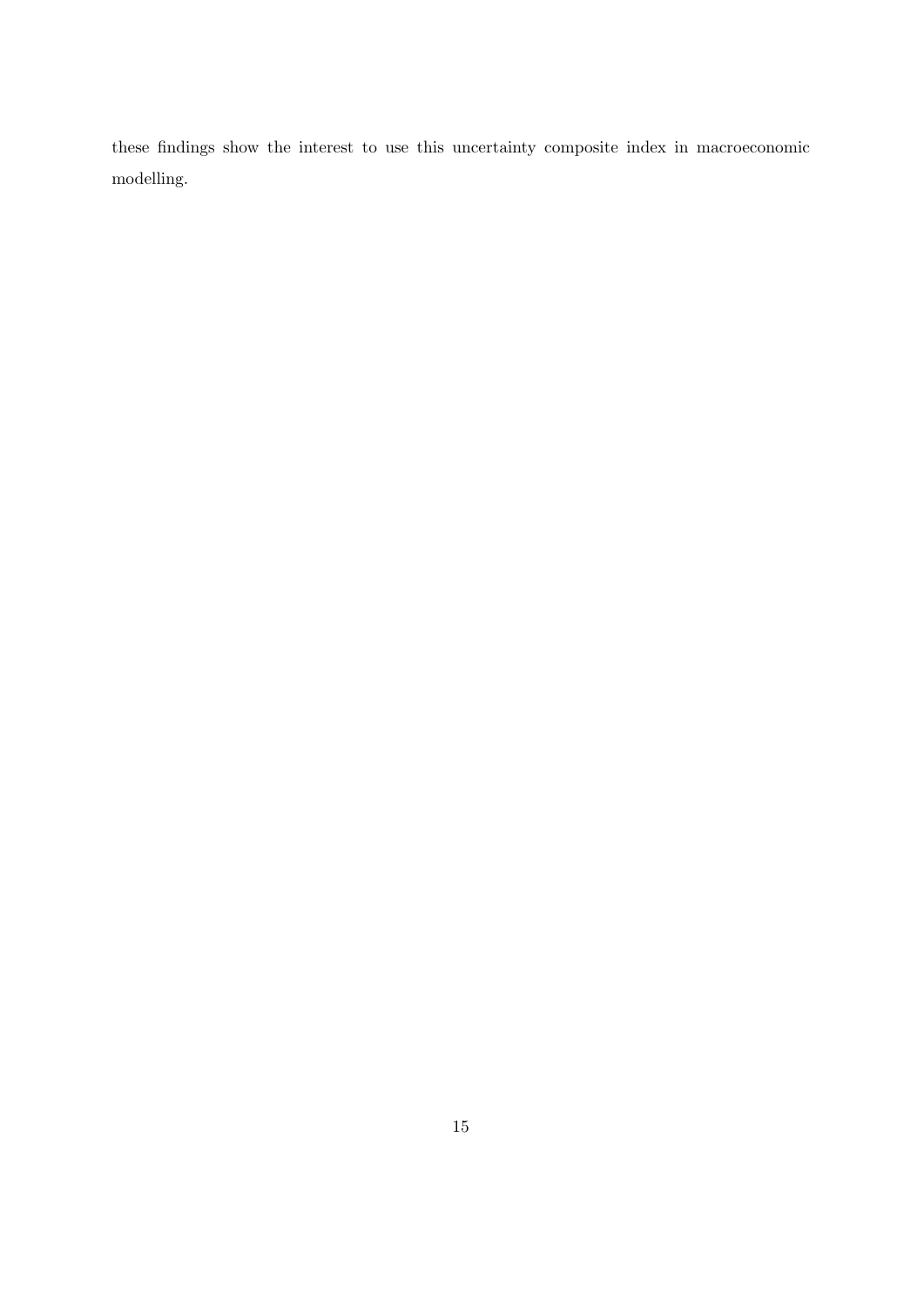these findings show the interest to use this uncertainty composite index in macroeconomic modelling.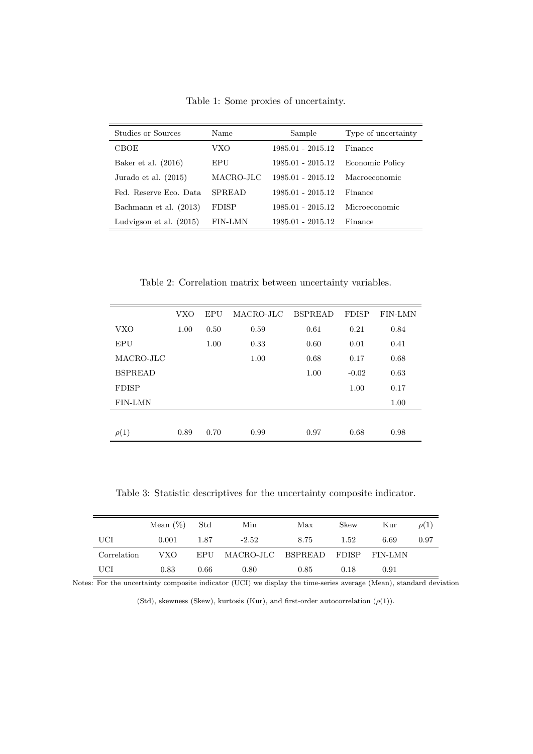Table 1: Some proxies of uncertainty.

| Studies or Sources | Name | Sample | Type of uncertainty |
|---|---|---|---|
| CBOE | VXO | 1985.01 - 2015.12 | Finance |
| Baker et al. (2016) | EPU | 1985.01 - 2015.12 | Economic Policy |
| Jurado et al. (2015) | MACRO-JLC | 1985.01 - 2015.12 | Macroeconomic |
| Fed. Reserve Eco. Data | SPREAD | 1985.01 - 2015.12 | Finance |
| Bachmann et al. (2013) | FDISP | 1985.01 - 2015.12 | Microeconomic |
| Ludvigson et al. (2015) | FIN-LMN | 1985.01 - 2015.12 | Finance |

Table 2: Correlation matrix between uncertainty variables.

| | VXO | EPU | MACRO-JLC | BSPREAD | FDISP | FIN-LMN |
|---|---|---|---|---|---|---|
| VXO | 1.00 | 0.50 | 0.59 | 0.61 | 0.21 | 0.84 |
| EPU | | 1.00 | 0.33 | 0.60 | 0.01 | 0.41 |
| MACRO-JLC | | | 1.00 | 0.68 | 0.17 | 0.68 |
| BSPREAD | | | | 1.00 | -0.02 | 0.63 |
| FDISP | | | | | 1.00 | 0.17 |
| FIN-LMN | | | | | | 1.00 |
| $\rho(1)$ | 0.89 | 0.70 | 0.99 | 0.97 | 0.68 | 0.98 |

Table 3: Statistic descriptives for the uncertainty composite indicator.

| | Mean (%) | Std | Min | Max | Skew | Kur | $\rho(1)$ |
|---|---|---|---|---|---|---|---|
| UCI | 0.001 | 1.87 | -2.52 | 8.75 | 1.52 | 6.69 | 0.97 |
| Correlation | VXO | EPU | MACRO-JLC | BSPREAD | FDISP | FIN-LMN | |
| UCI | 0.83 | 0.66 | 0.80 | 0.85 | 0.18 | 0.91 | |

Notes: For the uncertainty composite indicator (UCI) we display the time-series average (Mean), standard deviation (Std), skewness (Skew), kurtosis (Kur), and first-order autocorrelation ($\rho(1)$).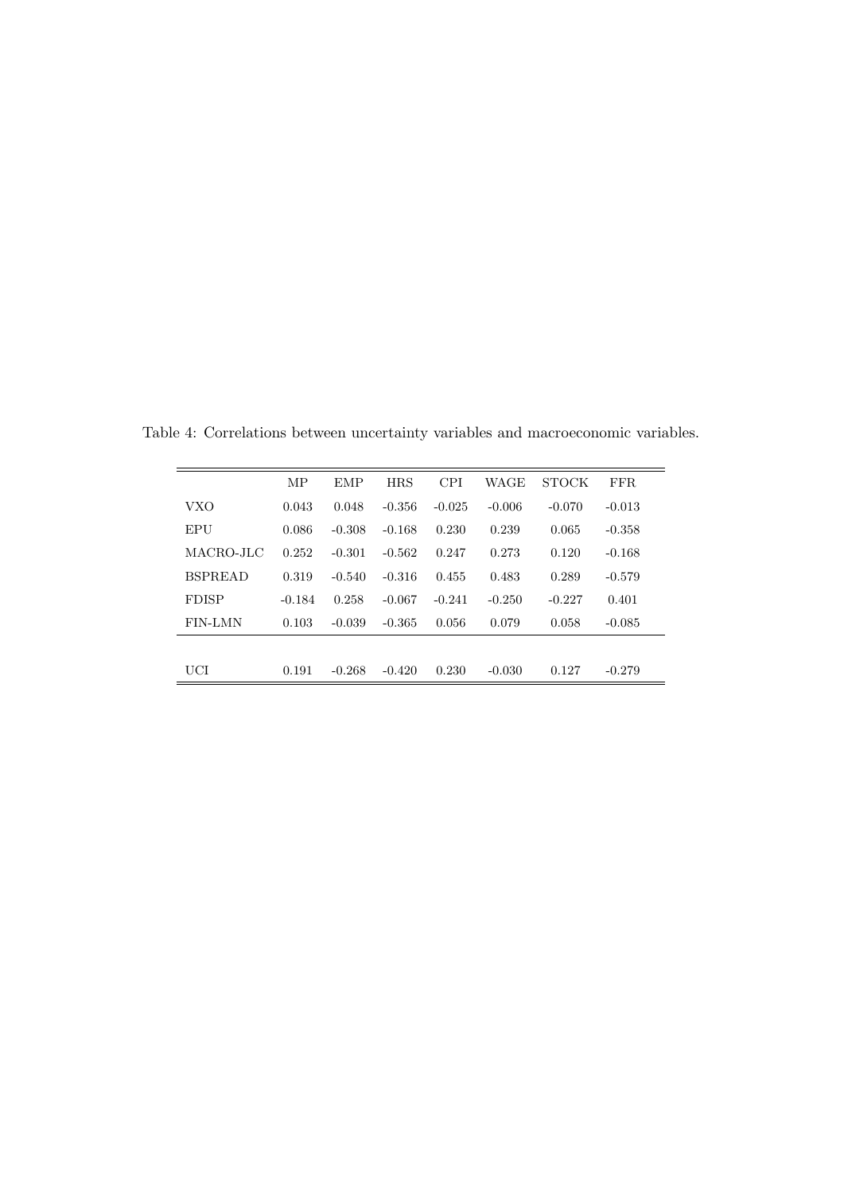Table 4: Correlations between uncertainty variables and macroeconomic variables.

| | MP | EMP | HRS | CPI | WAGE | STOCK | FFR |
|---|---|---|---|---|---|---|---|
| VXO | 0.043 | 0.048 | -0.356 | -0.025 | -0.006 | -0.070 | -0.013 |
| EPU | 0.086 | -0.308 | -0.168 | 0.230 | 0.239 | 0.065 | -0.358 |
| MACRO-JLC | 0.252 | -0.301 | -0.562 | 0.247 | 0.273 | 0.120 | -0.168 |
| BSPREAD | 0.319 | -0.540 | -0.316 | 0.455 | 0.483 | 0.289 | -0.579 |
| FDISP | -0.184 | 0.258 | -0.067 | -0.241 | -0.250 | -0.227 | 0.401 |
| FIN-LMN | 0.103 | -0.039 | -0.365 | 0.056 | 0.079 | 0.058 | -0.085 |
| UCI | 0.191 | -0.268 | -0.420 | 0.230 | -0.030 | 0.127 | -0.279 |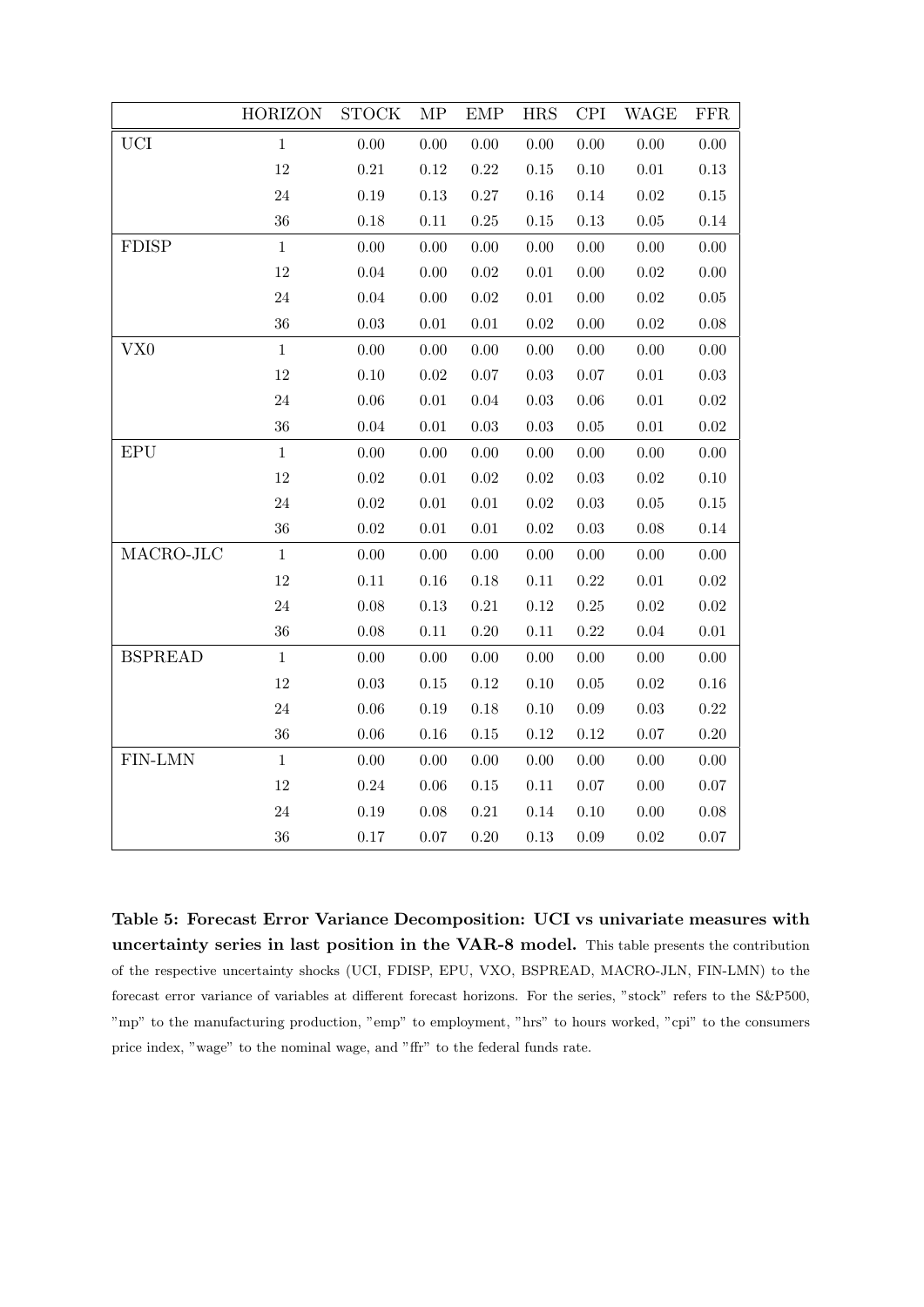| | HORIZON | STOCK | MP | EMP | HRS | CPI | WAGE | FFR |
|---|---|---|---|---|---|---|---|---|
| UCI | 1 | 0.00 | 0.00 | 0.00 | 0.00 | 0.00 | 0.00 | 0.00 |
| | 12 | 0.21 | 0.12 | 0.22 | 0.15 | 0.10 | 0.01 | 0.13 |
| | 24 | 0.19 | 0.13 | 0.27 | 0.16 | 0.14 | 0.02 | 0.15 |
| | 36 | 0.18 | 0.11 | 0.25 | 0.15 | 0.13 | 0.05 | 0.14 |
| FDISP | 1 | 0.00 | 0.00 | 0.00 | 0.00 | 0.00 | 0.00 | 0.00 |
| | 12 | 0.04 | 0.00 | 0.02 | 0.01 | 0.00 | 0.02 | 0.00 |
| | 24 | 0.04 | 0.00 | 0.02 | 0.01 | 0.00 | 0.02 | 0.05 |
| | 36 | 0.03 | 0.01 | 0.01 | 0.02 | 0.00 | 0.02 | 0.08 |
| VX0 | 1 | 0.00 | 0.00 | 0.00 | 0.00 | 0.00 | 0.00 | 0.00 |
| | 12 | 0.10 | 0.02 | 0.07 | 0.03 | 0.07 | 0.01 | 0.03 |
| | 24 | 0.06 | 0.01 | 0.04 | 0.03 | 0.06 | 0.01 | 0.02 |
| | 36 | 0.04 | 0.01 | 0.03 | 0.03 | 0.05 | 0.01 | 0.02 |
| EPU | 1 | 0.00 | 0.00 | 0.00 | 0.00 | 0.00 | 0.00 | 0.00 |
| | 12 | 0.02 | 0.01 | 0.02 | 0.02 | 0.03 | 0.02 | 0.10 |
| | 24 | 0.02 | 0.01 | 0.01 | 0.02 | 0.03 | 0.05 | 0.15 |
| | 36 | 0.02 | 0.01 | 0.01 | 0.02 | 0.03 | 0.08 | 0.14 |
| MACRO-JLC | 1 | 0.00 | 0.00 | 0.00 | 0.00 | 0.00 | 0.00 | 0.00 |
| | 12 | 0.11 | 0.16 | 0.18 | 0.11 | 0.22 | 0.01 | 0.02 |
| | 24 | 0.08 | 0.13 | 0.21 | 0.12 | 0.25 | 0.02 | 0.02 |
| | 36 | 0.08 | 0.11 | 0.20 | 0.11 | 0.22 | 0.04 | 0.01 |
| BSPREAD | 1 | 0.00 | 0.00 | 0.00 | 0.00 | 0.00 | 0.00 | 0.00 |
| | 12 | 0.03 | 0.15 | 0.12 | 0.10 | 0.05 | 0.02 | 0.16 |
| | 24 | 0.06 | 0.19 | 0.18 | 0.10 | 0.09 | 0.03 | 0.22 |
| | 36 | 0.06 | 0.16 | 0.15 | 0.12 | 0.12 | 0.07 | 0.20 |
| FIN-LMN | 1 | 0.00 | 0.00 | 0.00 | 0.00 | 0.00 | 0.00 | 0.00 |
| | 12 | 0.24 | 0.06 | 0.15 | 0.11 | 0.07 | 0.00 | 0.07 |
| | 24 | 0.19 | 0.08 | 0.21 | 0.14 | 0.10 | 0.00 | 0.08 |
| | 36 | 0.17 | 0.07 | 0.20 | 0.13 | 0.09 | 0.02 | 0.07 |

**Table 5: Forecast Error Variance Decomposition: UCI vs univariate measures with uncertainty series in last position in the VAR-8 model.** This table presents the contribution of the respective uncertainty shocks (UCI, FDISP, EPU, VXO, BSPREAD, MACRO-JLN, FIN-LMN) to the forecast error variance of variables at different forecast horizons. For the series, "stock" refers to the S&P500, "mp" to the manufacturing production, "emp" to employment, "hrs" to hours worked, "cpi" to the consumers price index, "wage" to the nominal wage, and "ffr" to the federal funds rate.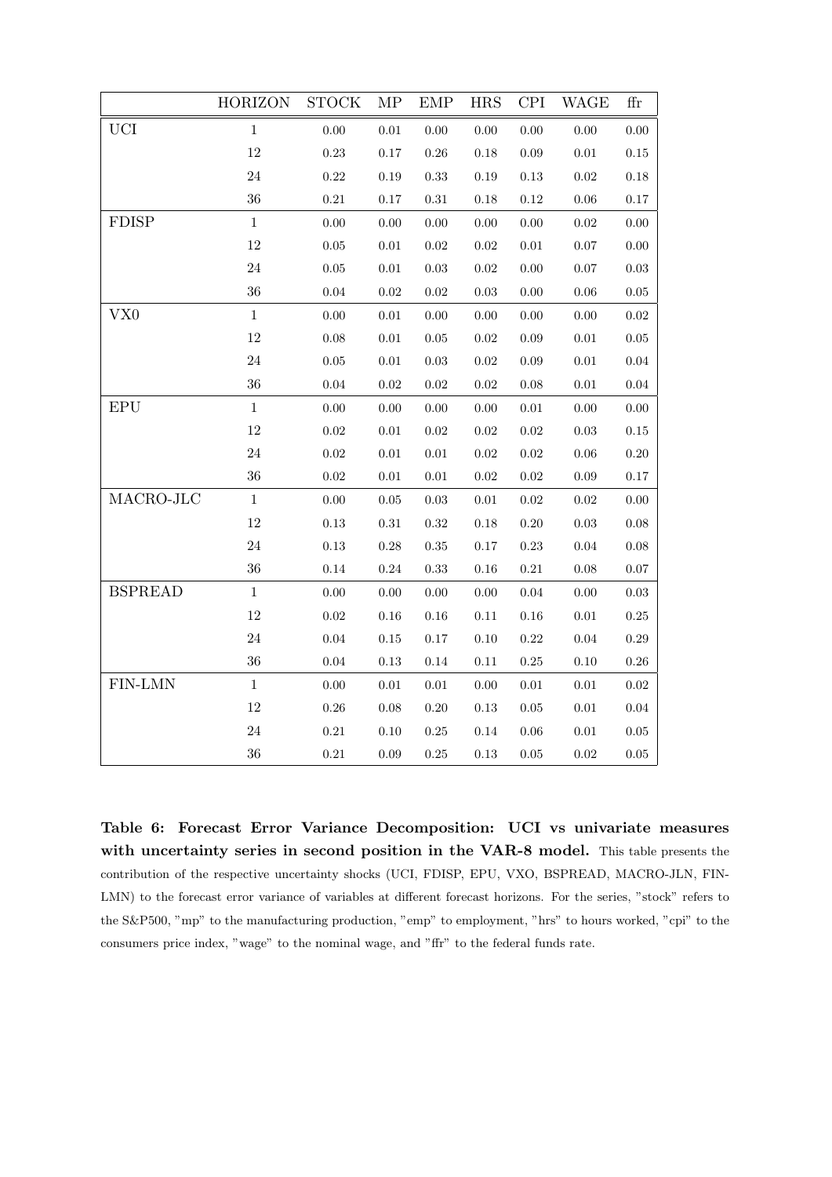| | HORIZON | STOCK | MP | EMP | HRS | CPI | WAGE | ffr |
|---|---|---|---|---|---|---|---|---|
| UCI | 1 | 0.00 | 0.01 | 0.00 | 0.00 | 0.00 | 0.00 | 0.00 |
| | 12 | 0.23 | 0.17 | 0.26 | 0.18 | 0.09 | 0.01 | 0.15 |
| | 24 | 0.22 | 0.19 | 0.33 | 0.19 | 0.13 | 0.02 | 0.18 |
| | 36 | 0.21 | 0.17 | 0.31 | 0.18 | 0.12 | 0.06 | 0.17 |
| FDISP | 1 | 0.00 | 0.00 | 0.00 | 0.00 | 0.00 | 0.02 | 0.00 |
| | 12 | 0.05 | 0.01 | 0.02 | 0.02 | 0.01 | 0.07 | 0.00 |
| | 24 | 0.05 | 0.01 | 0.03 | 0.02 | 0.00 | 0.07 | 0.03 |
| | 36 | 0.04 | 0.02 | 0.02 | 0.03 | 0.00 | 0.06 | 0.05 |
| VX0 | 1 | 0.00 | 0.01 | 0.00 | 0.00 | 0.00 | 0.00 | 0.02 |
| | 12 | 0.08 | 0.01 | 0.05 | 0.02 | 0.09 | 0.01 | 0.05 |
| | 24 | 0.05 | 0.01 | 0.03 | 0.02 | 0.09 | 0.01 | 0.04 |
| | 36 | 0.04 | 0.02 | 0.02 | 0.02 | 0.08 | 0.01 | 0.04 |
| EPU | 1 | 0.00 | 0.00 | 0.00 | 0.00 | 0.01 | 0.00 | 0.00 |
| | 12 | 0.02 | 0.01 | 0.02 | 0.02 | 0.02 | 0.03 | 0.15 |
| | 24 | 0.02 | 0.01 | 0.01 | 0.02 | 0.02 | 0.06 | 0.20 |
| | 36 | 0.02 | 0.01 | 0.01 | 0.02 | 0.02 | 0.09 | 0.17 |
| MACRO-JLC | 1 | 0.00 | 0.05 | 0.03 | 0.01 | 0.02 | 0.02 | 0.00 |
| | 12 | 0.13 | 0.31 | 0.32 | 0.18 | 0.20 | 0.03 | 0.08 |
| | 24 | 0.13 | 0.28 | 0.35 | 0.17 | 0.23 | 0.04 | 0.08 |
| | 36 | 0.14 | 0.24 | 0.33 | 0.16 | 0.21 | 0.08 | 0.07 |
| BSPREAD | 1 | 0.00 | 0.00 | 0.00 | 0.00 | 0.04 | 0.00 | 0.03 |
| | 12 | 0.02 | 0.16 | 0.16 | 0.11 | 0.16 | 0.01 | 0.25 |
| | 24 | 0.04 | 0.15 | 0.17 | 0.10 | 0.22 | 0.04 | 0.29 |
| | 36 | 0.04 | 0.13 | 0.14 | 0.11 | 0.25 | 0.10 | 0.26 |
| FIN-LMN | 1 | 0.00 | 0.01 | 0.01 | 0.00 | 0.01 | 0.01 | 0.02 |
| | 12 | 0.26 | 0.08 | 0.20 | 0.13 | 0.05 | 0.01 | 0.04 |
| | 24 | 0.21 | 0.10 | 0.25 | 0.14 | 0.06 | 0.01 | 0.05 |
| | 36 | 0.21 | 0.09 | 0.25 | 0.13 | 0.05 | 0.02 | 0.05 |

**Table 6: Forecast Error Variance Decomposition: UCI vs univariate measures with uncertainty series in second position in the VAR-8 model.** This table presents the contribution of the respective uncertainty shocks (UCI, FDISP, EPU, VXO, BSPREAD, MACRO-JLN, FIN-LMN) to the forecast error variance of variables at different forecast horizons. For the series, "stock" refers to the S&P500, "mp" to the manufacturing production, "emp" to employment, "hrs" to hours worked, "cpi" to the consumers price index, "wage" to the nominal wage, and "ffr" to the federal funds rate.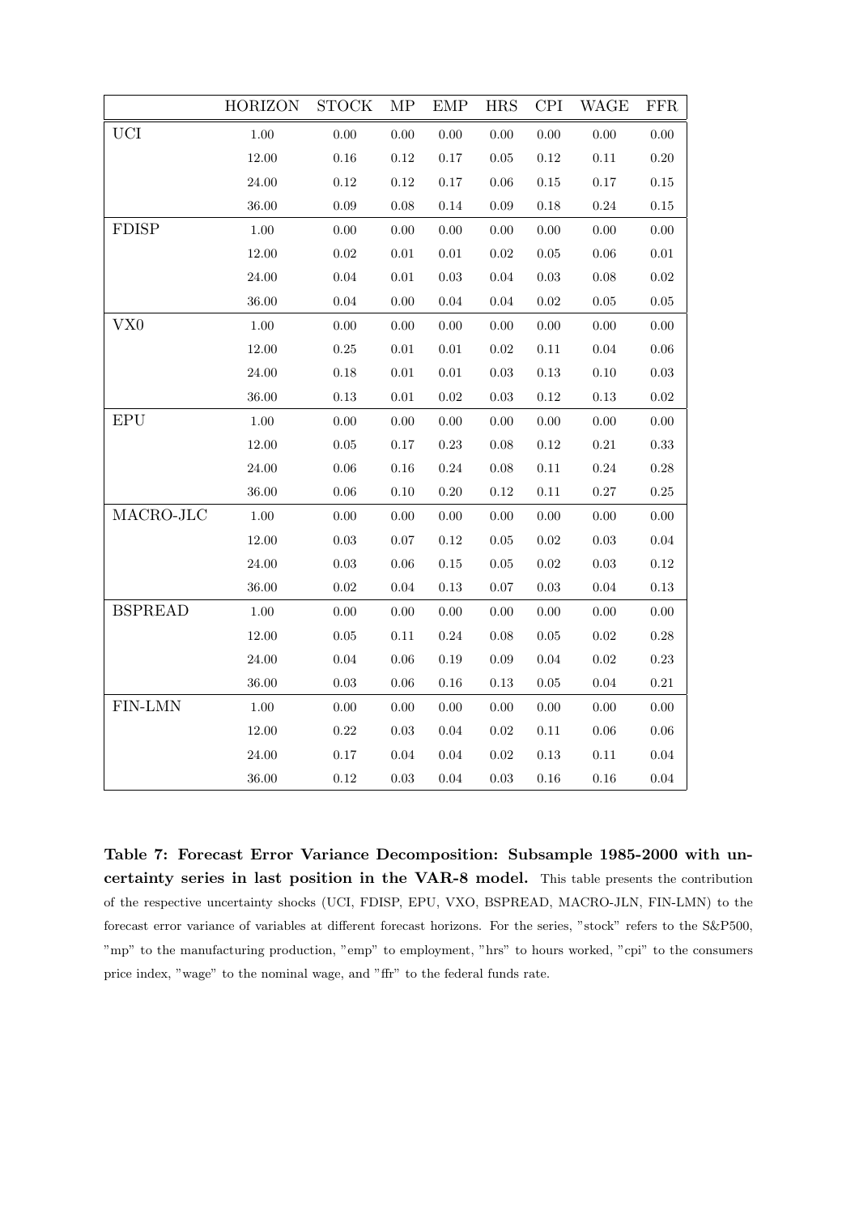| | HORIZON | STOCK | MP | EMP | HRS | CPI | WAGE | FFR |
|---|---|---|---|---|---|---|---|---|
| UCI | 1.00 | 0.00 | 0.00 | 0.00 | 0.00 | 0.00 | 0.00 | 0.00 |
| | 12.00 | 0.16 | 0.12 | 0.17 | 0.05 | 0.12 | 0.11 | 0.20 |
| | 24.00 | 0.12 | 0.12 | 0.17 | 0.06 | 0.15 | 0.17 | 0.15 |
| | 36.00 | 0.09 | 0.08 | 0.14 | 0.09 | 0.18 | 0.24 | 0.15 |
| FDISP | 1.00 | 0.00 | 0.00 | 0.00 | 0.00 | 0.00 | 0.00 | 0.00 |
| | 12.00 | 0.02 | 0.01 | 0.01 | 0.02 | 0.05 | 0.06 | 0.01 |
| | 24.00 | 0.04 | 0.01 | 0.03 | 0.04 | 0.03 | 0.08 | 0.02 |
| | 36.00 | 0.04 | 0.00 | 0.04 | 0.04 | 0.02 | 0.05 | 0.05 |
| VX0 | 1.00 | 0.00 | 0.00 | 0.00 | 0.00 | 0.00 | 0.00 | 0.00 |
| | 12.00 | 0.25 | 0.01 | 0.01 | 0.02 | 0.11 | 0.04 | 0.06 |
| | 24.00 | 0.18 | 0.01 | 0.01 | 0.03 | 0.13 | 0.10 | 0.03 |
| | 36.00 | 0.13 | 0.01 | 0.02 | 0.03 | 0.12 | 0.13 | 0.02 |
| EPU | 1.00 | 0.00 | 0.00 | 0.00 | 0.00 | 0.00 | 0.00 | 0.00 |
| | 12.00 | 0.05 | 0.17 | 0.23 | 0.08 | 0.12 | 0.21 | 0.33 |
| | 24.00 | 0.06 | 0.16 | 0.24 | 0.08 | 0.11 | 0.24 | 0.28 |
| | 36.00 | 0.06 | 0.10 | 0.20 | 0.12 | 0.11 | 0.27 | 0.25 |
| MACRO-JLC | 1.00 | 0.00 | 0.00 | 0.00 | 0.00 | 0.00 | 0.00 | 0.00 |
| | 12.00 | 0.03 | 0.07 | 0.12 | 0.05 | 0.02 | 0.03 | 0.04 |
| | 24.00 | 0.03 | 0.06 | 0.15 | 0.05 | 0.02 | 0.03 | 0.12 |
| | 36.00 | 0.02 | 0.04 | 0.13 | 0.07 | 0.03 | 0.04 | 0.13 |
| BSPREAD | 1.00 | 0.00 | 0.00 | 0.00 | 0.00 | 0.00 | 0.00 | 0.00 |
| | 12.00 | 0.05 | 0.11 | 0.24 | 0.08 | 0.05 | 0.02 | 0.28 |
| | 24.00 | 0.04 | 0.06 | 0.19 | 0.09 | 0.04 | 0.02 | 0.23 |
| | 36.00 | 0.03 | 0.06 | 0.16 | 0.13 | 0.05 | 0.04 | 0.21 |
| FIN-LMN | 1.00 | 0.00 | 0.00 | 0.00 | 0.00 | 0.00 | 0.00 | 0.00 |
| | 12.00 | 0.22 | 0.03 | 0.04 | 0.02 | 0.11 | 0.06 | 0.06 |
| | 24.00 | 0.17 | 0.04 | 0.04 | 0.02 | 0.13 | 0.11 | 0.04 |
| | 36.00 | 0.12 | 0.03 | 0.04 | 0.03 | 0.16 | 0.16 | 0.04 |

**Table 7: Forecast Error Variance Decomposition: Subsample 1985-2000 with uncertainty series in last position in the VAR-8 model.** This table presents the contribution of the respective uncertainty shocks (UCI, FDISP, EPU, VXO, BSPREAD, MACRO-JLN, FIN-LMN) to the forecast error variance of variables at different forecast horizons. For the series, "stock" refers to the S&P500, "mp" to the manufacturing production, "emp" to employment, "hrs" to hours worked, "cpi" to the consumers price index, "wage" to the nominal wage, and "ffr" to the federal funds rate.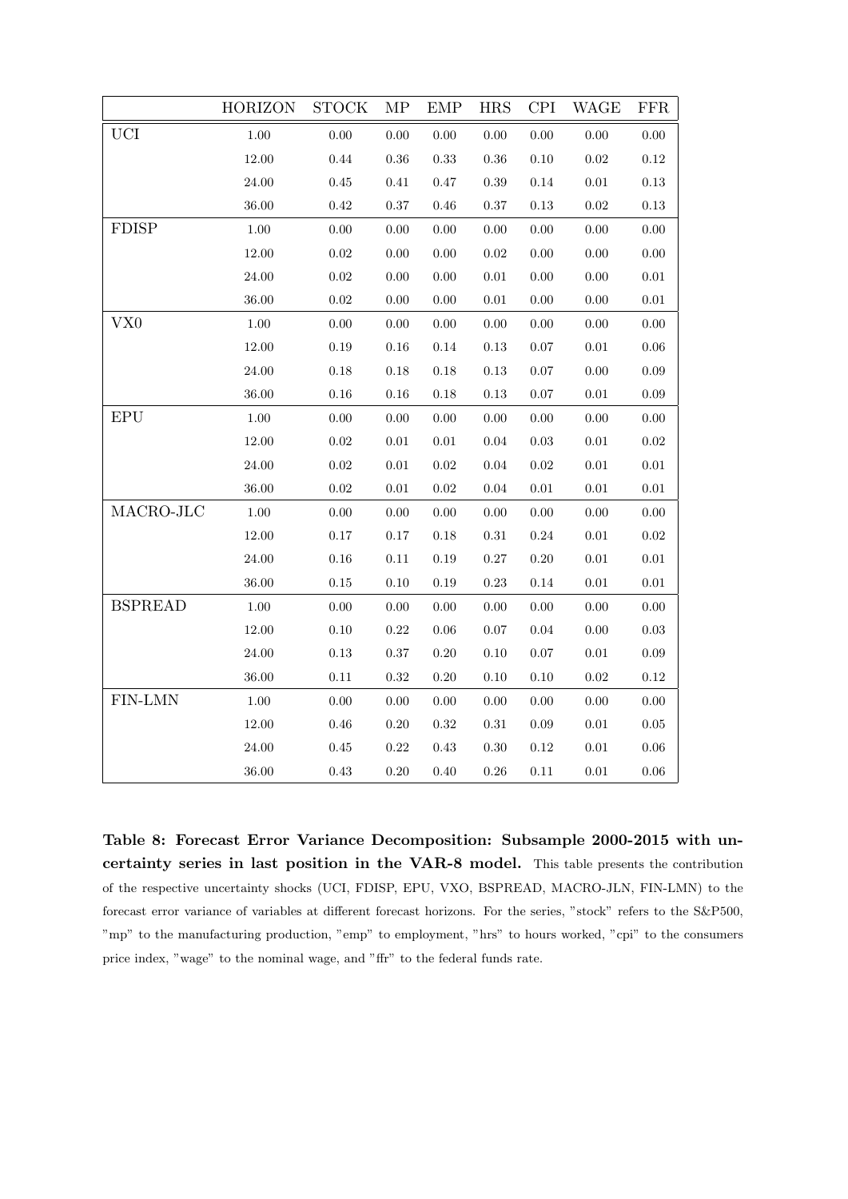| | HORIZON | STOCK | MP | EMP | HRS | CPI | WAGE | FFR |
|---|---|---|---|---|---|---|---|---|
| UCI | 1.00 | 0.00 | 0.00 | 0.00 | 0.00 | 0.00 | 0.00 | 0.00 |
| | 12.00 | 0.44 | 0.36 | 0.33 | 0.36 | 0.10 | 0.02 | 0.12 |
| | 24.00 | 0.45 | 0.41 | 0.47 | 0.39 | 0.14 | 0.01 | 0.13 |
| | 36.00 | 0.42 | 0.37 | 0.46 | 0.37 | 0.13 | 0.02 | 0.13 |
| FDISP | 1.00 | 0.00 | 0.00 | 0.00 | 0.00 | 0.00 | 0.00 | 0.00 |
| | 12.00 | 0.02 | 0.00 | 0.00 | 0.02 | 0.00 | 0.00 | 0.00 |
| | 24.00 | 0.02 | 0.00 | 0.00 | 0.01 | 0.00 | 0.00 | 0.01 |
| | 36.00 | 0.02 | 0.00 | 0.00 | 0.01 | 0.00 | 0.00 | 0.01 |
| VX0 | 1.00 | 0.00 | 0.00 | 0.00 | 0.00 | 0.00 | 0.00 | 0.00 |
| | 12.00 | 0.19 | 0.16 | 0.14 | 0.13 | 0.07 | 0.01 | 0.06 |
| | 24.00 | 0.18 | 0.18 | 0.18 | 0.13 | 0.07 | 0.00 | 0.09 |
| | 36.00 | 0.16 | 0.16 | 0.18 | 0.13 | 0.07 | 0.01 | 0.09 |
| EPU | 1.00 | 0.00 | 0.00 | 0.00 | 0.00 | 0.00 | 0.00 | 0.00 |
| | 12.00 | 0.02 | 0.01 | 0.01 | 0.04 | 0.03 | 0.01 | 0.02 |
| | 24.00 | 0.02 | 0.01 | 0.02 | 0.04 | 0.02 | 0.01 | 0.01 |
| | 36.00 | 0.02 | 0.01 | 0.02 | 0.04 | 0.01 | 0.01 | 0.01 |
| MACRO-JLC | 1.00 | 0.00 | 0.00 | 0.00 | 0.00 | 0.00 | 0.00 | 0.00 |
| | 12.00 | 0.17 | 0.17 | 0.18 | 0.31 | 0.24 | 0.01 | 0.02 |
| | 24.00 | 0.16 | 0.11 | 0.19 | 0.27 | 0.20 | 0.01 | 0.01 |
| | 36.00 | 0.15 | 0.10 | 0.19 | 0.23 | 0.14 | 0.01 | 0.01 |
| BSPREAD | 1.00 | 0.00 | 0.00 | 0.00 | 0.00 | 0.00 | 0.00 | 0.00 |
| | 12.00 | 0.10 | 0.22 | 0.06 | 0.07 | 0.04 | 0.00 | 0.03 |
| | 24.00 | 0.13 | 0.37 | 0.20 | 0.10 | 0.07 | 0.01 | 0.09 |
| | 36.00 | 0.11 | 0.32 | 0.20 | 0.10 | 0.10 | 0.02 | 0.12 |
| FIN-LMN | 1.00 | 0.00 | 0.00 | 0.00 | 0.00 | 0.00 | 0.00 | 0.00 |
| | 12.00 | 0.46 | 0.20 | 0.32 | 0.31 | 0.09 | 0.01 | 0.05 |
| | 24.00 | 0.45 | 0.22 | 0.43 | 0.30 | 0.12 | 0.01 | 0.06 |
| | 36.00 | 0.43 | 0.20 | 0.40 | 0.26 | 0.11 | 0.01 | 0.06 |

**Table 8: Forecast Error Variance Decomposition: Subsample 2000-2015 with uncertainty series in last position in the VAR-8 model.** This table presents the contribution of the respective uncertainty shocks (UCI, FDISP, EPU, VXO, BSPREAD, MACRO-JLN, FIN-LMN) to the forecast error variance of variables at different forecast horizons. For the series, "stock" refers to the S&P500, "mp" to the manufacturing production, "emp" to employment, "hrs" to hours worked, "cpi" to the consumers price index, "wage" to the nominal wage, and "ffr" to the federal funds rate.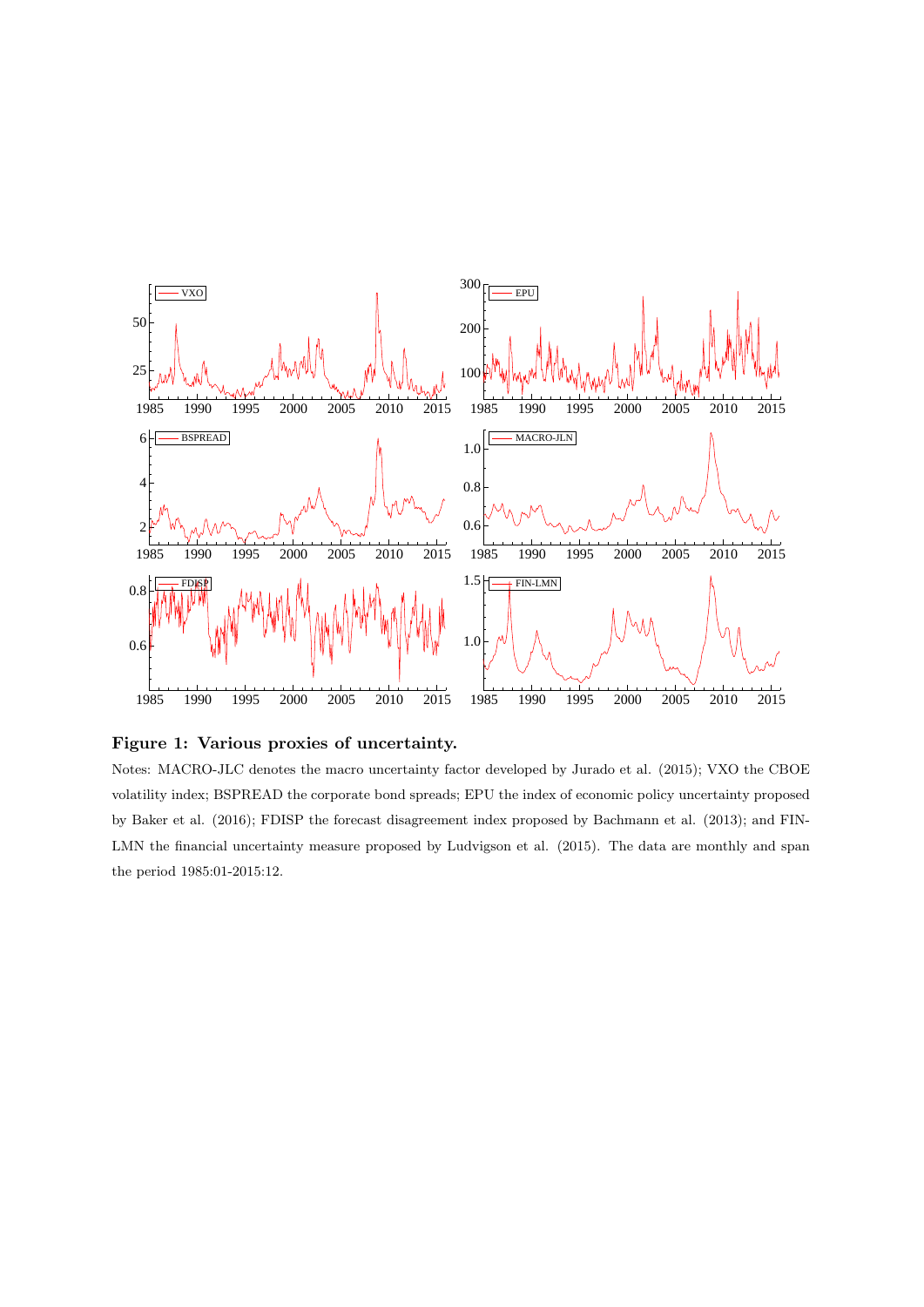**Figure 1: Various proxies of uncertainty.**

Notes: MACRO-JLC denotes the macro uncertainty factor developed by Jurado et al. (2015); VXO the CBOE volatility index; BSPREAD the corporate bond spreads; EPU the index of economic policy uncertainty proposed by Baker et al. (2016); FDISP the forecast disagreement index proposed by Bachmann et al. (2013); and FIN-LMN the financial uncertainty measure proposed by Ludvigson et al. (2015). The data are monthly and span the period 1985:01-2015:12.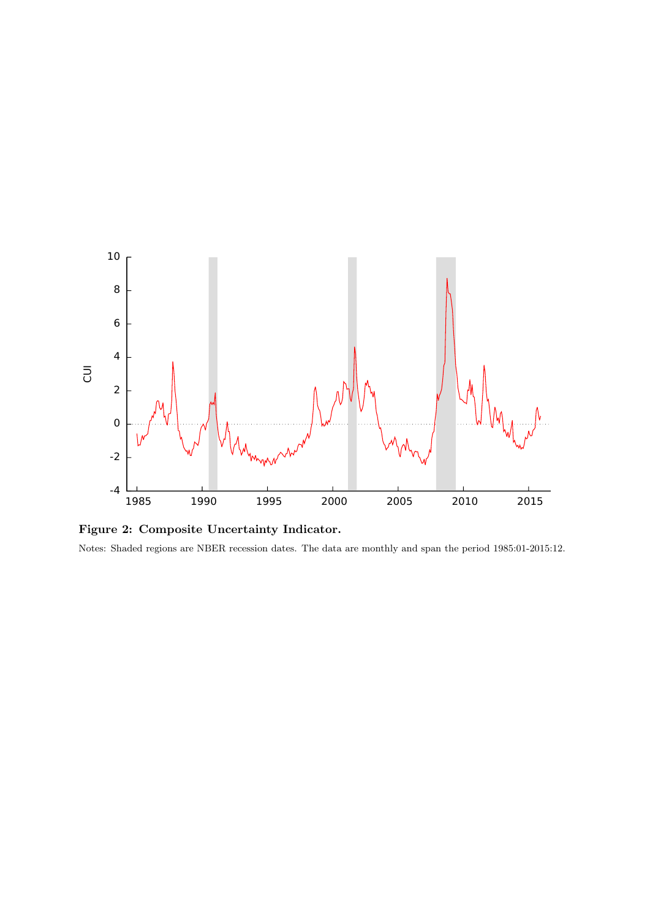**Figure 2: Composite Uncertainty Indicator.**

Notes: Shaded regions are NBER recession dates. The data are monthly and span the period 1985:01-2015:12.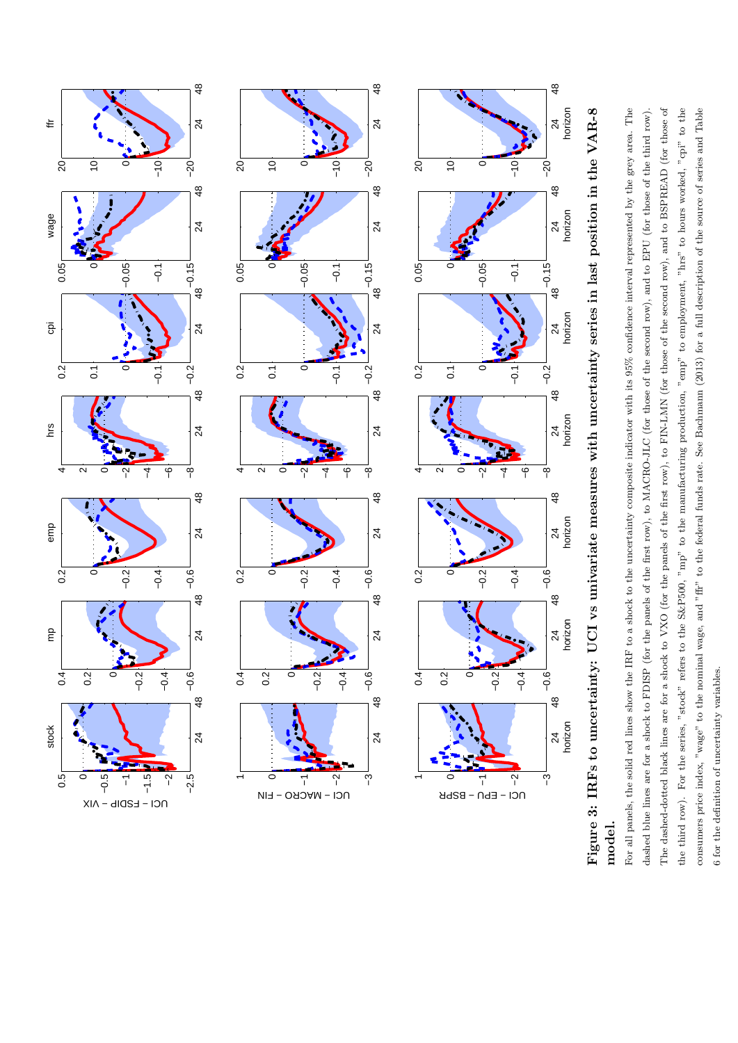**Figure 3: IRFs to uncertainty: UCI vs univariate measures with uncertainty series in last position in the VAR-8 model.**

For all panels, the solid red lines show the IRF to a shock to the uncertainty composite indicator with its 95% confidence interval represented by the grey area. The dashed blue lines are for a shock to FDISP (for the panels of the first row), to MACRO-JLC (for those of the second row), and to EPU (for those of the third row). The dashed-dotted black lines are for a shock to VXO (for the panels of the first row), to FIN-LMN (for those of the second row), and to BSPREAD (for those of the third row). For the series, "stock" refers to the S&P500, "mp" to the manufacturing production, "emp" to employment, "hrs" to hours worked, "cpi" to the consumers price index, "wage" to the nominal wage, and "ffr" to the federal funds rate. See Bachmann (2013) for a full description of the source of series and Table 6 for the definition of uncertainty variables.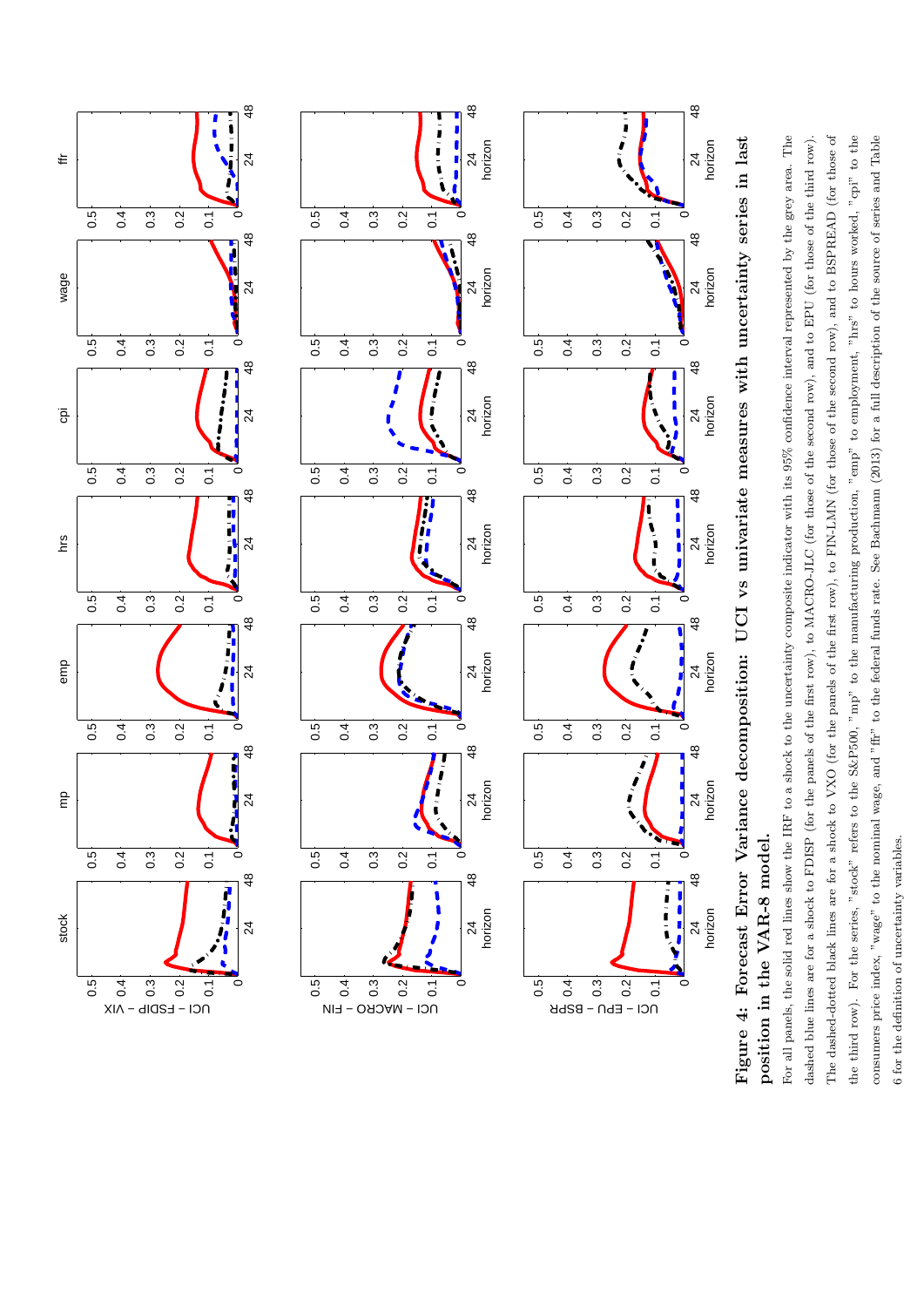**Figure 4: Forecast Error Variance decomposition: UCI vs univariate measures with uncertainty series in last position in the VAR-8 model.**

For all panels, the solid red lines show the IRF to a shock to the uncertainty composite indicator with its 95% confidence interval represented by the grey area. The dashed blue lines are for a shock to FDISP (for the panels of the first row), to MACRO-JLC (for those of the second row), and to EPU (for those of the third row). The dashed-dotted black lines are for a shock to VXO (for the panels of the first row), to FIN-LMN (for those of the second row), and to BSPREAD (for those of the third row). For the series, "stock" refers to the S&P500, "mp" to the manufacturing production, "emp" to employment, "hrs" to hours worked, "cpi" to the consumers price index, "wage" to the nominal wage, and "ffr" to the federal funds rate. See Bachmann (2013) for a full description of the source of series and Table 6 for the definition of uncertainty variables.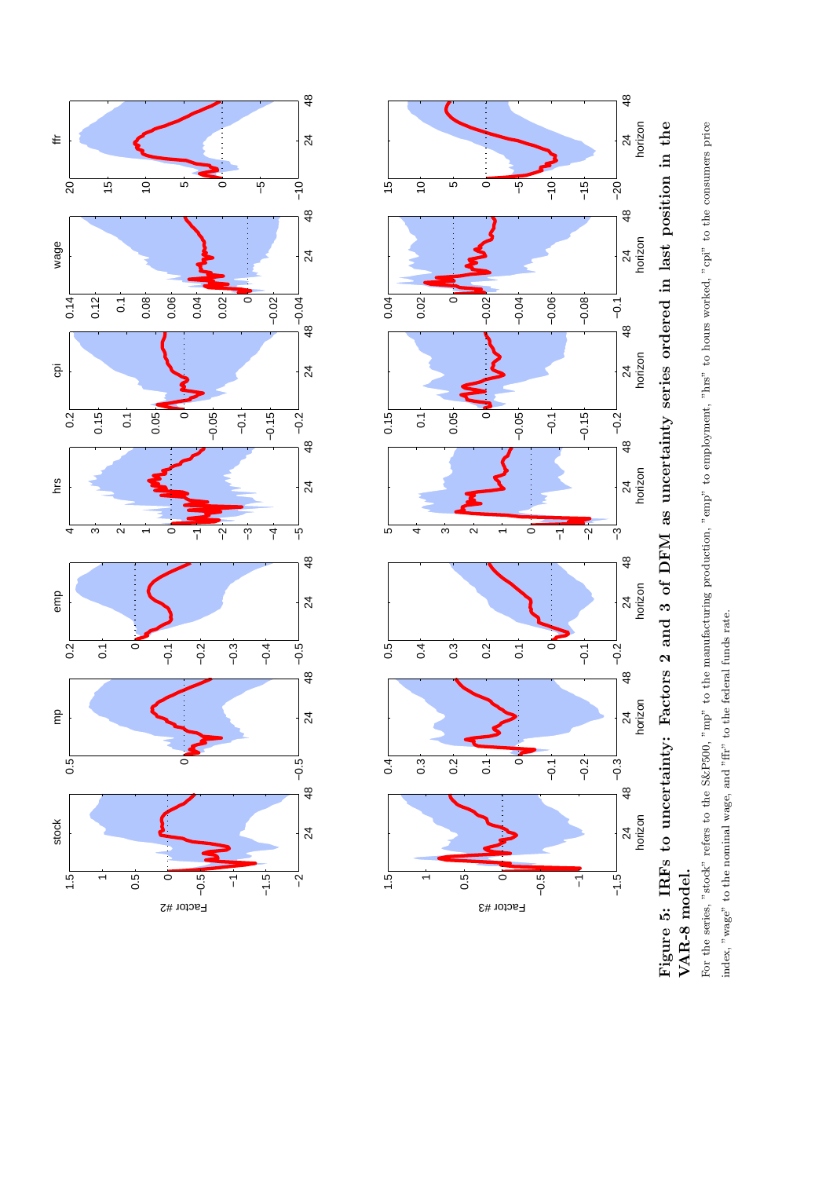**Figure 5: IRFs to uncertainty: Factors 2 and 3 of DFM as uncertainty series ordered in last position in the VAR-8 model.**

For the series, "stock" refers to the S&P500, "mp" to the manufacturing production, "emp" to employment, "hrs" to hours worked, "cpi" to the consumers price index, "wage" to the nominal wage, and "ffr" to the federal funds rate.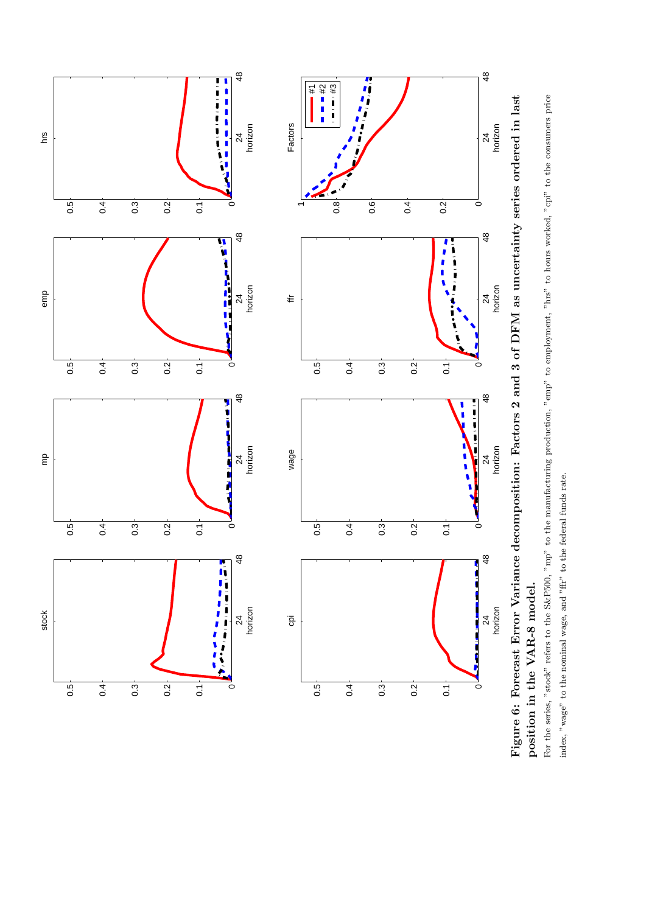**Figure 6: Forecast Error Variance decomposition: Factors 2 and 3 of DFM as uncertainty series ordered in last position in the VAR-8 model.**

For the series, "stock" refers to the S&P500, "mp" to the manufacturing production, "emp" to employment, "hrs" to hours worked, "cpi" to the consumers price index, "wage" to the nominal wage, and "ffr" to the federal funds rate.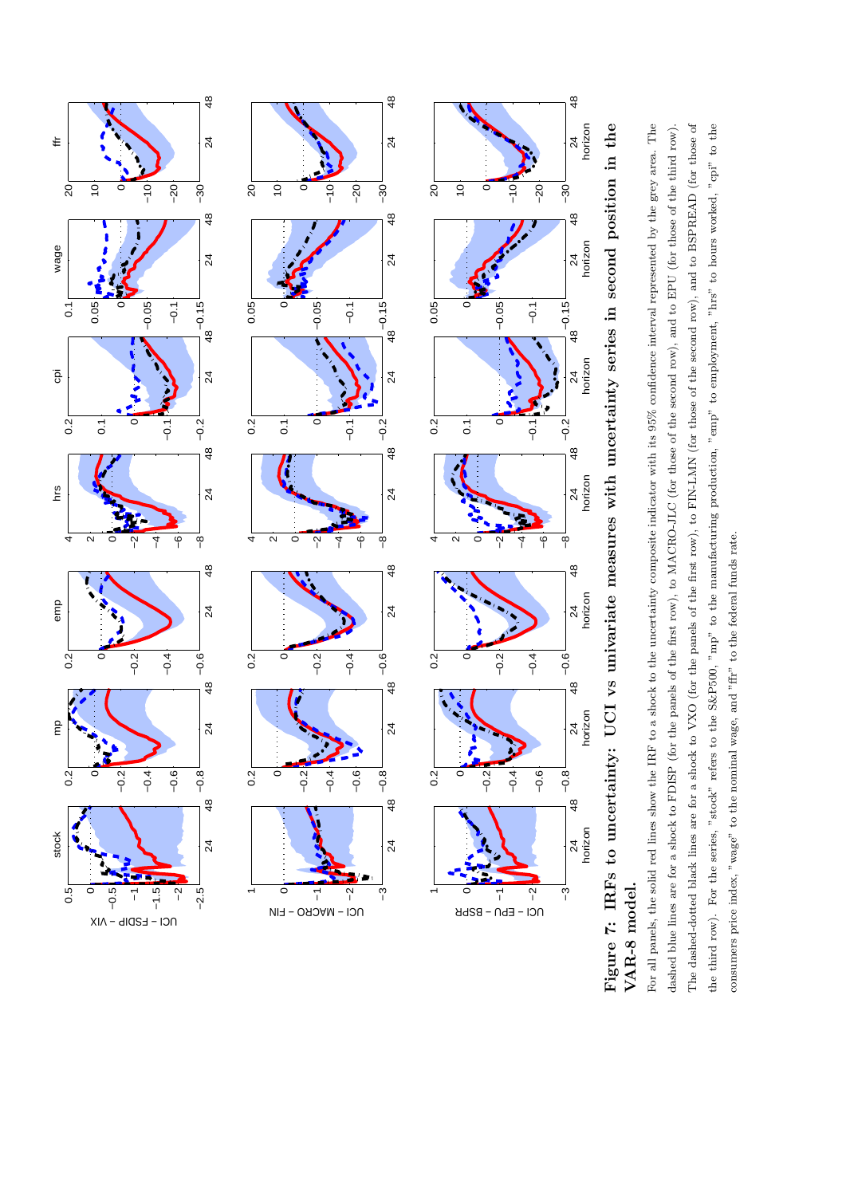**Figure 7: IRFs to uncertainty: UCI vs univariate measures with uncertainty series in second position in the VAR-8 model.**

For all panels, the solid red lines show the IRF to a shock to the uncertainty composite indicator with its 95% confidence interval represented by the grey area. The dashed blue lines are for a shock to FDISP (for the panels of the first row), to MACRO-JLC (for those of the second row), and to EPU (for those of the third row). The dashed-dotted black lines are for a shock to VXO (for the panels of the first row), to FIN-LMN (for those of the second row), and to BSPREAD (for those of the third row). For the series, "stock" refers to the S&P500, "mp" to the manufacturing production, "emp" to employment, "hrs" to hours worked, "cpi" to the consumers price index, "wage" to the nominal wage, and "ffr" to the federal funds rate.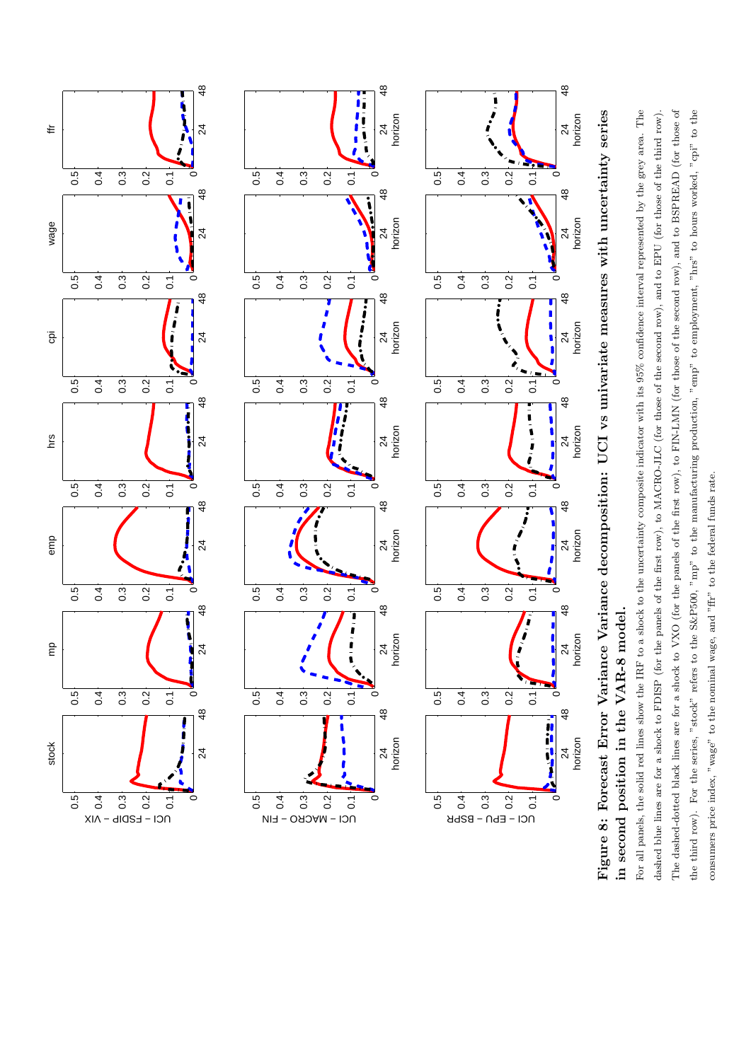**Figure 8: Forecast Error Variance decomposition: UCI vs univariate measures with uncertainty series in second position in the VAR-8 model.**

For all panels, the solid red lines show the IRF to a shock to the uncertainty composite indicator with its 95% confidence interval represented by the grey area. The dashed blue lines are for a shock to FDISP (for the panels of the first row), to MACRO-JLC (for those of the second row), and to EPU (for those of the third row). The dashed-dotted black lines are for a shock to VXO (for the panels of the first row), to FIN-LMN (for those of the second row), and to BSPREAD (for those of the third row). For the series, "stock" refers to the S&P500, "mp" to the manufacturing production, "emp" to employment, "hrs" to hours worked, "cpi" to the consumers price index, "wage" to the nominal wage, and "ffr" to the federal funds rate.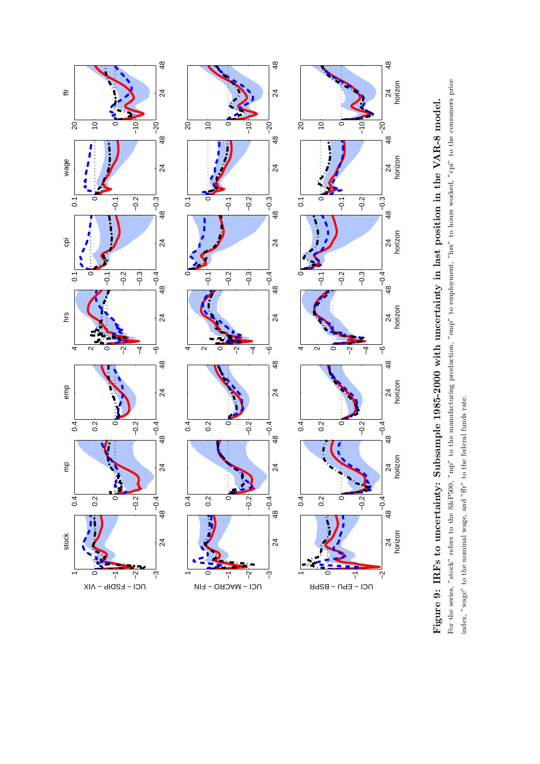**Figure 9: IRFs to uncertainty: Subsample 1985-2000 with uncertainty in last position in the VAR-8 model.**

For the series, "stock" refers to the S&P500, "mp" to the manufacturing production, "emp" to employment, "hrs" to hours worked, "cpi" to the consumers price index, "wage" to the nominal wage, and "ffr" to the federal funds rate.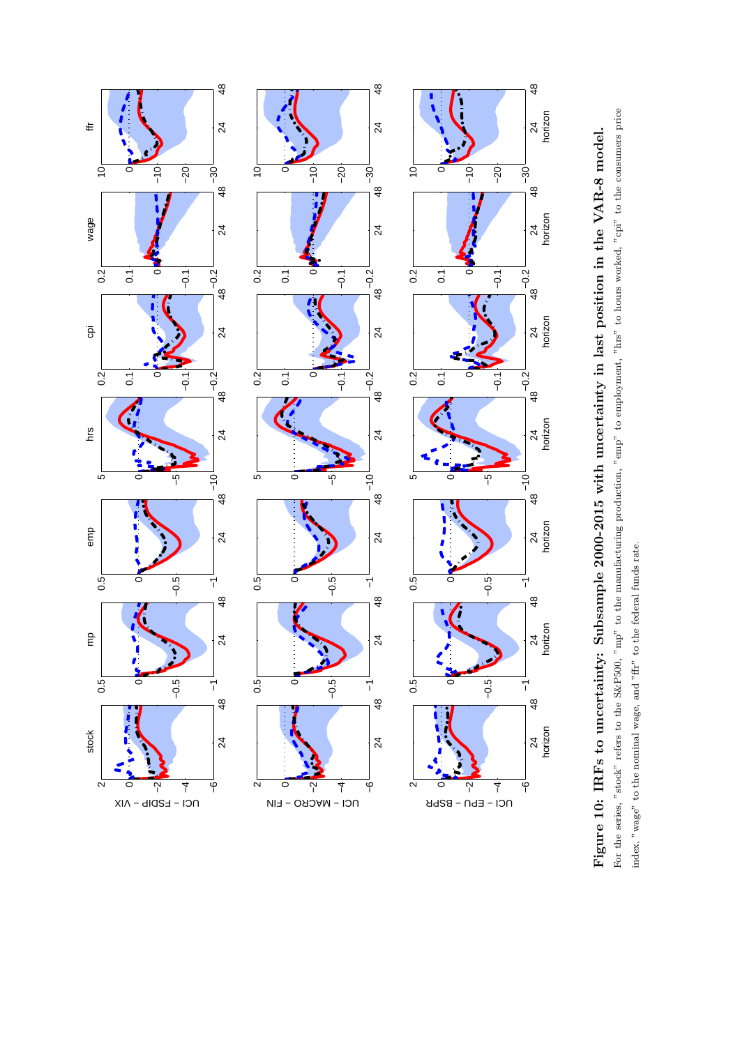**Figure 10: IRFs to uncertainty: Subsample 2000-2015 with uncertainty in last position in the VAR-8 model.**
For the series, "stock" refers to the S&P500, "mp" to the manufacturing production, "emp" to employment, "hrs" to hours worked, "cpi" to the consumers price index, "wage" to the nominal wage, and "ffr" to the federal funds rate.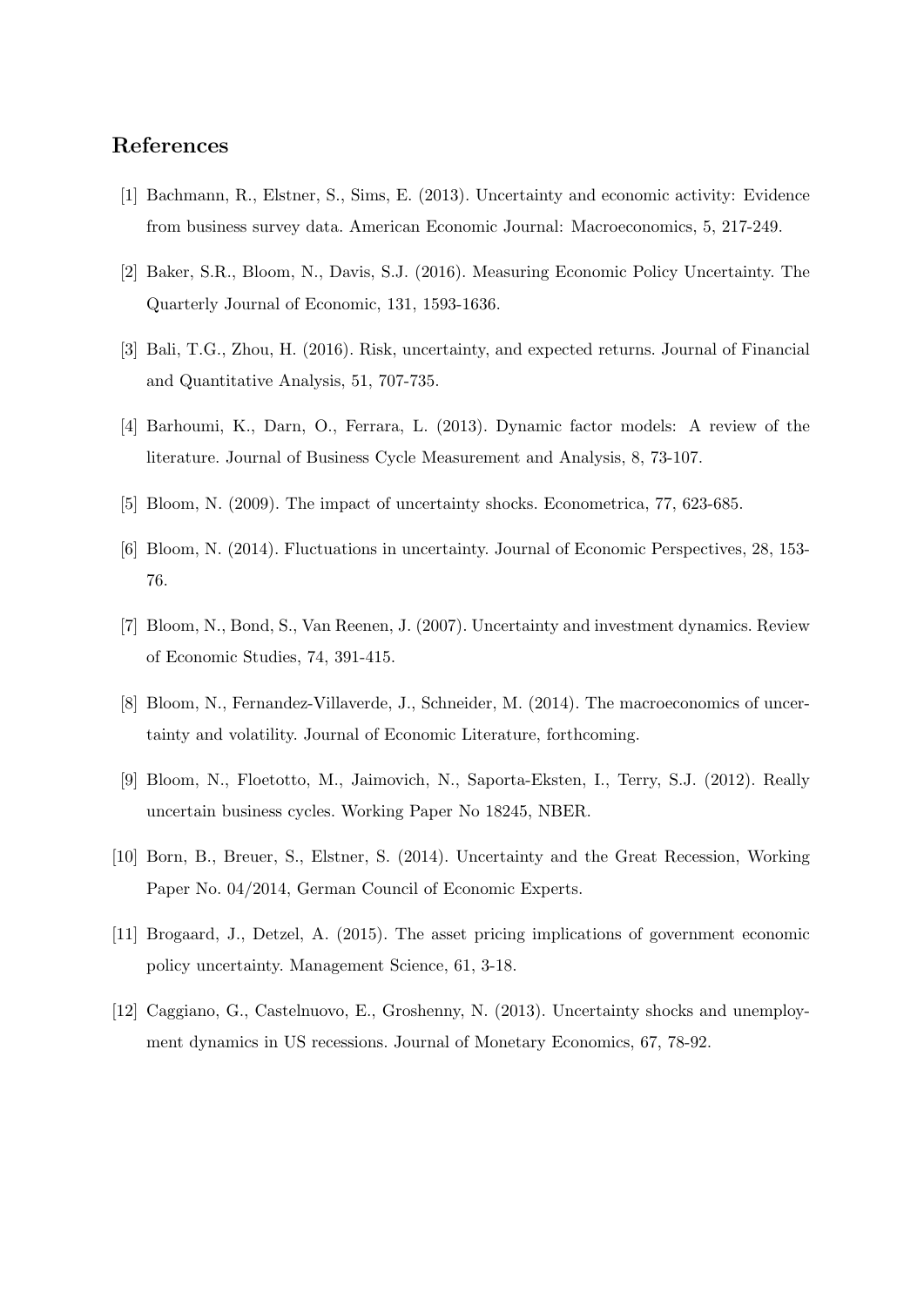## References

[1] Bachmann, R., Elstner, S., Sims, E. (2013). Uncertainty and economic activity: Evidence from business survey data. American Economic Journal: Macroeconomics, 5, 217-249.

[2] Baker, S.R., Bloom, N., Davis, S.J. (2016). Measuring Economic Policy Uncertainty. The Quarterly Journal of Economic, 131, 1593-1636.

[3] Bali, T.G., Zhou, H. (2016). Risk, uncertainty, and expected returns. Journal of Financial and Quantitative Analysis, 51, 707-735.

[4] Barhoumi, K., Darn, O., Ferrara, L. (2013). Dynamic factor models: A review of the literature. Journal of Business Cycle Measurement and Analysis, 8, 73-107.

[5] Bloom, N. (2009). The impact of uncertainty shocks. Econometrica, 77, 623-685.

[6] Bloom, N. (2014). Fluctuations in uncertainty. Journal of Economic Perspectives, 28, 153-76.

[7] Bloom, N., Bond, S., Van Reenen, J. (2007). Uncertainty and investment dynamics. Review of Economic Studies, 74, 391-415.

[8] Bloom, N., Fernandez-Villaverde, J., Schneider, M. (2014). The macroeconomics of uncertainty and volatility. Journal of Economic Literature, forthcoming.

[9] Bloom, N., Floetotto, M., Jaimovich, N., Saporta-Eksten, I., Terry, S.J. (2012). Really uncertain business cycles. Working Paper No 18245, NBER.

[10] Born, B., Breuer, S., Elstner, S. (2014). Uncertainty and the Great Recession, Working Paper No. 04/2014, German Council of Economic Experts.

[11] Brogaard, J., Detzel, A. (2015). The asset pricing implications of government economic policy uncertainty. Management Science, 61, 3-18.

[12] Caggiano, G., Castelnuovo, E., Groshenny, N. (2013). Uncertainty shocks and unemployment dynamics in US recessions. Journal of Monetary Economics, 67, 78-92.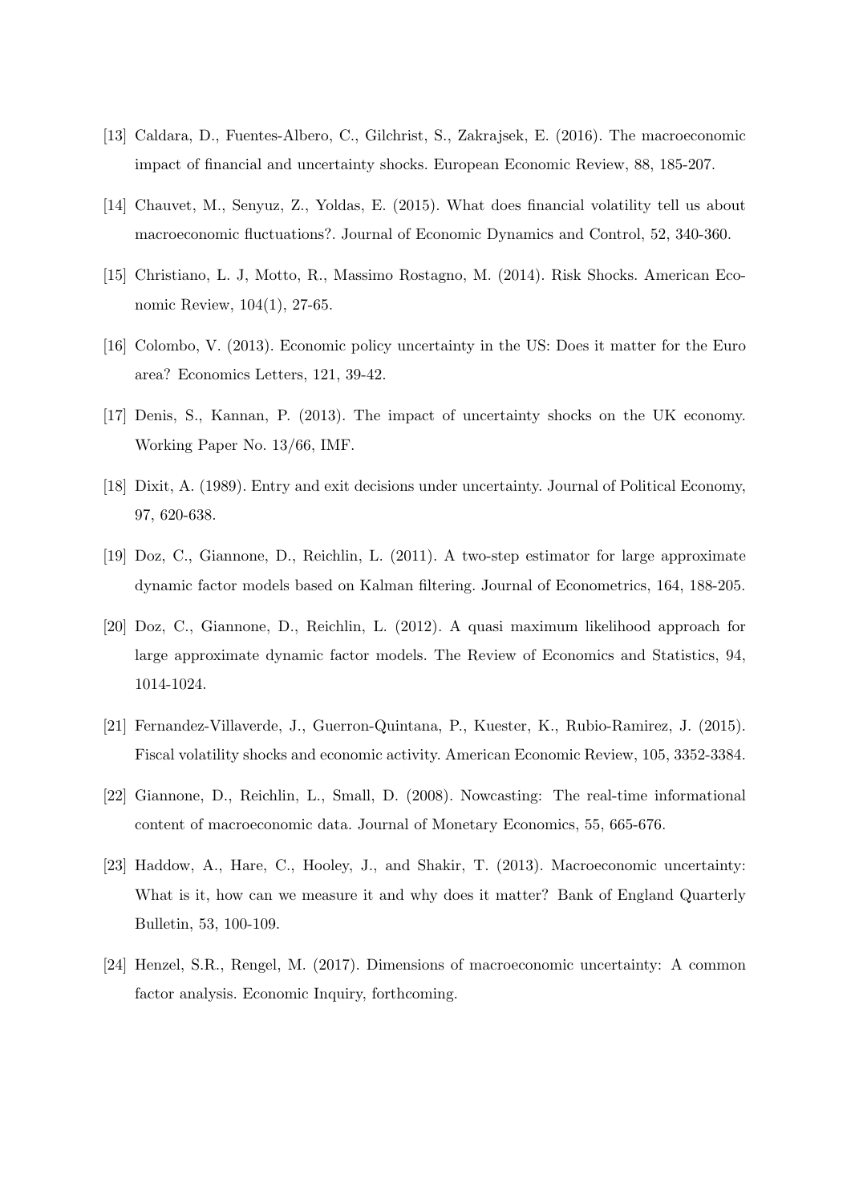[13] Caldara, D., Fuentes-Albero, C., Gilchrist, S., Zakrajsek, E. (2016). The macroeconomic impact of financial and uncertainty shocks. European Economic Review, 88, 185-207.

[14] Chauvet, M., Senyuz, Z., Yoldas, E. (2015). What does financial volatility tell us about macroeconomic fluctuations?. Journal of Economic Dynamics and Control, 52, 340-360.

[15] Christiano, L. J, Motto, R., Massimo Rostagno, M. (2014). Risk Shocks. American Economic Review, 104(1), 27-65.

[16] Colombo, V. (2013). Economic policy uncertainty in the US: Does it matter for the Euro area? Economics Letters, 121, 39-42.

[17] Denis, S., Kannan, P. (2013). The impact of uncertainty shocks on the UK economy. Working Paper No. 13/66, IMF.

[18] Dixit, A. (1989). Entry and exit decisions under uncertainty. Journal of Political Economy, 97, 620-638.

[19] Doz, C., Giannone, D., Reichlin, L. (2011). A two-step estimator for large approximate dynamic factor models based on Kalman filtering. Journal of Econometrics, 164, 188-205.

[20] Doz, C., Giannone, D., Reichlin, L. (2012). A quasi maximum likelihood approach for large approximate dynamic factor models. The Review of Economics and Statistics, 94, 1014-1024.

[21] Fernandez-Villaverde, J., Guerron-Quintana, P., Kuester, K., Rubio-Ramirez, J. (2015). Fiscal volatility shocks and economic activity. American Economic Review, 105, 3352-3384.

[22] Giannone, D., Reichlin, L., Small, D. (2008). Nowcasting: The real-time informational content of macroeconomic data. Journal of Monetary Economics, 55, 665-676.

[23] Haddow, A., Hare, C., Hooley, J., and Shakir, T. (2013). Macroeconomic uncertainty: What is it, how can we measure it and why does it matter? Bank of England Quarterly Bulletin, 53, 100-109.

[24] Henzel, S.R., Rengel, M. (2017). Dimensions of macroeconomic uncertainty: A common factor analysis. Economic Inquiry, forthcoming.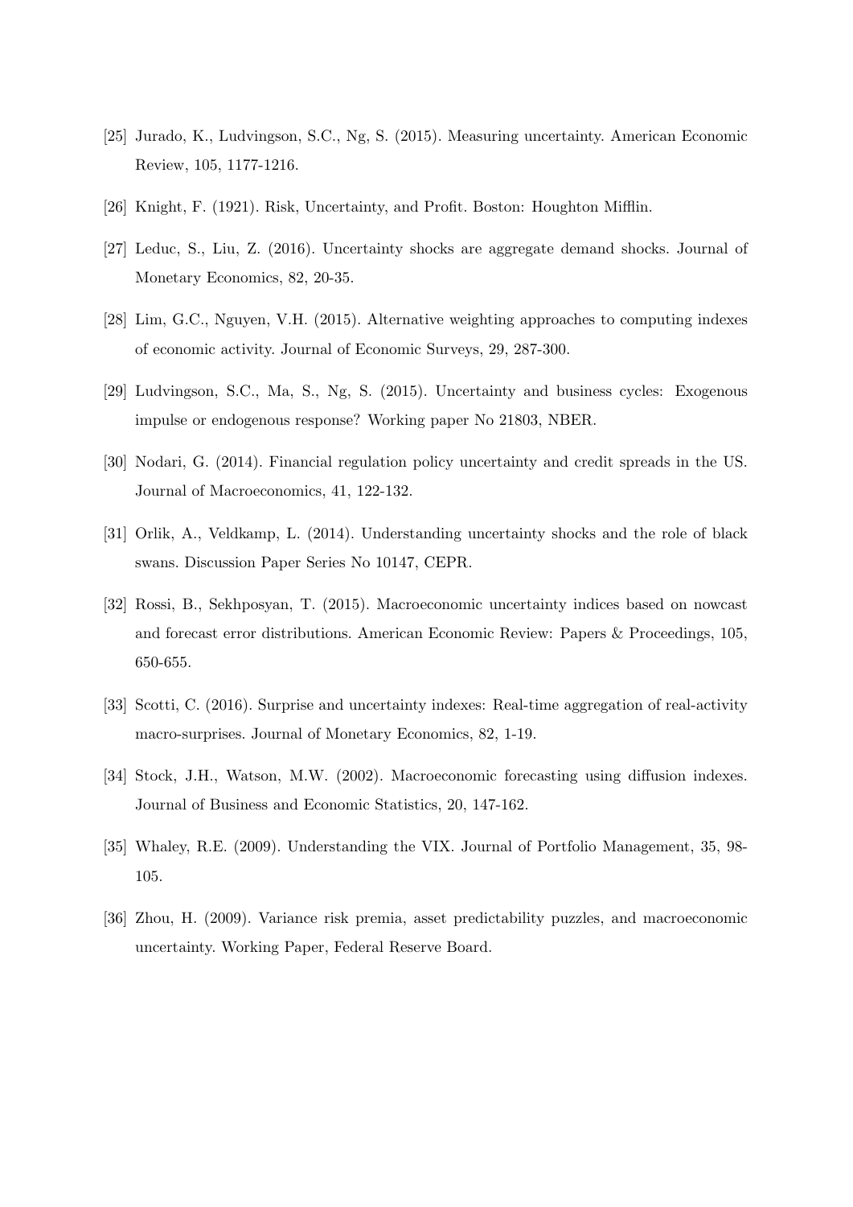[25] Jurado, K., Ludvingson, S.C., Ng, S. (2015). Measuring uncertainty. American Economic Review, 105, 1177-1216.

[26] Knight, F. (1921). Risk, Uncertainty, and Profit. Boston: Houghton Mifflin.

[27] Leduc, S., Liu, Z. (2016). Uncertainty shocks are aggregate demand shocks. Journal of Monetary Economics, 82, 20-35.

[28] Lim, G.C., Nguyen, V.H. (2015). Alternative weighting approaches to computing indexes of economic activity. Journal of Economic Surveys, 29, 287-300.

[29] Ludvingson, S.C., Ma, S., Ng, S. (2015). Uncertainty and business cycles: Exogenous impulse or endogenous response? Working paper No 21803, NBER.

[30] Nodari, G. (2014). Financial regulation policy uncertainty and credit spreads in the US. Journal of Macroeconomics, 41, 122-132.

[31] Orlik, A., Veldkamp, L. (2014). Understanding uncertainty shocks and the role of black swans. Discussion Paper Series No 10147, CEPR.

[32] Rossi, B., Sekhposyan, T. (2015). Macroeconomic uncertainty indices based on nowcast and forecast error distributions. American Economic Review: Papers & Proceedings, 105, 650-655.

[33] Scotti, C. (2016). Surprise and uncertainty indexes: Real-time aggregation of real-activity macro-surprises. Journal of Monetary Economics, 82, 1-19.

[34] Stock, J.H., Watson, M.W. (2002). Macroeconomic forecasting using diffusion indexes. Journal of Business and Economic Statistics, 20, 147-162.

[35] Whaley, R.E. (2009). Understanding the VIX. Journal of Portfolio Management, 35, 98-105.

[36] Zhou, H. (2009). Variance risk premia, asset predictability puzzles, and macroeconomic uncertainty. Working Paper, Federal Reserve Board.